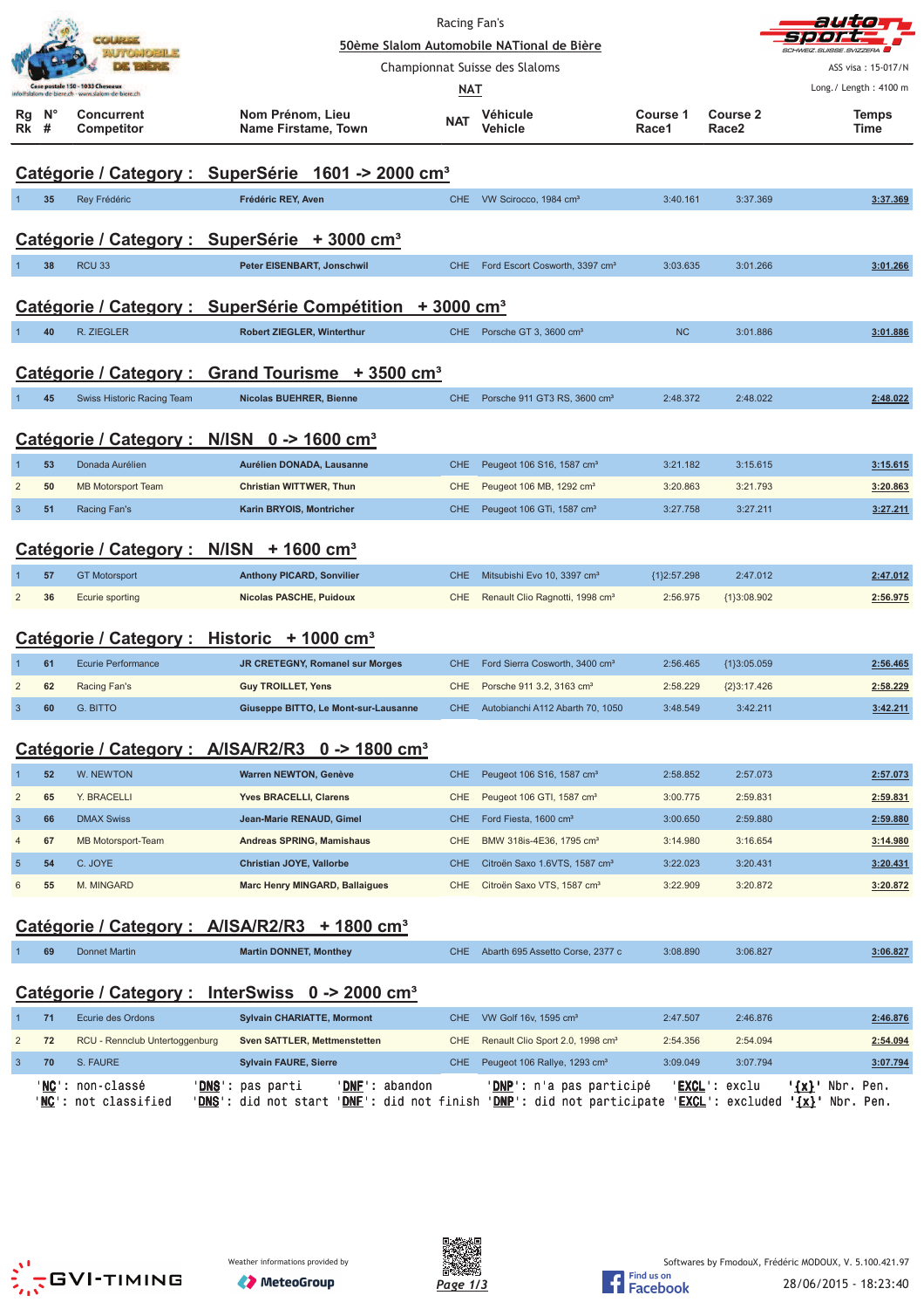Racing Fan's

50ème Slalom Automobile NATional de Bière

Championnat Suisse des Slaloms

NAT

ASS visa : 15-017/N

Long./ Length : 4100 m

| Rg Rk | N° # | Concurrent Competitor | Nom Prénom, Lieu Name Firstame, Town | NAT | Véhicule Vehicle | Course 1 Race1 | Course 2 Race2 | Temps Time |
|---|---|---|---|---|---|---|---|---|
| **Catégorie / Category : SuperSérie 1601 -> 2000 cm³** | | | | | | | | |
| 1 | 35 | Rey Frédéric | **Frédéric REY, Aven** | CHE | VW Scirocco, 1984 cm³ | 3:40.161 | 3:37.369 | **3:37.369** |
| **Catégorie / Category : SuperSérie + 3000 cm³** | | | | | | | | |
| 1 | 38 | RCU 33 | **Peter EISENBART, Jonschwil** | CHE | Ford Escort Cosworth, 3397 cm³ | 3:03.635 | 3:01.266 | **3:01.266** |
| **Catégorie / Category : SuperSérie Compétition + 3000 cm³** | | | | | | | | |
| 1 | 40 | R. ZIEGLER | **Robert ZIEGLER, Winterthur** | CHE | Porsche GT 3, 3600 cm³ | NC | 3:01.886 | **3:01.886** |
| **Catégorie / Category : Grand Tourisme + 3500 cm³** | | | | | | | | |
| 1 | 45 | Swiss Historic Racing Team | **Nicolas BUEHRER, Bienne** | CHE | Porsche 911 GT3 RS, 3600 cm³ | 2:48.372 | 2:48.022 | **2:48.022** |
| **Catégorie / Category : N/ISN 0 -> 1600 cm³** | | | | | | | | |
| 1 | 53 | Donada Aurélien | **Aurélien DONADA, Lausanne** | CHE | Peugeot 106 S16, 1587 cm³ | 3:21.182 | 3:15.615 | **3:15.615** |
| 2 | 50 | MB Motorsport Team | **Christian WITTWER, Thun** | CHE | Peugeot 106 MB, 1292 cm³ | 3:20.863 | 3:21.793 | **3:20.863** |
| 3 | 51 | Racing Fan's | **Karin BRYOIS, Montricher** | CHE | Peugeot 106 GTi, 1587 cm³ | 3:27.758 | 3:27.211 | **3:27.211** |
| **Catégorie / Category : N/ISN + 1600 cm³** | | | | | | | | |
| 1 | 57 | GT Motorsport | **Anthony PICARD, Sonvilier** | CHE | Mitsubishi Evo 10, 3397 cm³ | {1}2:57.298 | 2:47.012 | **2:47.012** |
| 2 | 36 | Ecurie sporting | **Nicolas PASCHE, Puidoux** | CHE | Renault Clio Ragnotti, 1998 cm³ | 2:56.975 | {1}3:08.902 | **2:56.975** |
| **Catégorie / Category : Historic + 1000 cm³** | | | | | | | | |
| 1 | 61 | Ecurie Performance | **JR CRETEGNY, Romanel sur Morges** | CHE | Ford Sierra Cosworth, 3400 cm³ | 2:56.465 | {1}3:05.059 | **2:56.465** |
| 2 | 62 | Racing Fan's | **Guy TROILLET, Yens** | CHE | Porsche 911 3.2, 3163 cm³ | 2:58.229 | {2}3:17.426 | **2:58.229** |
| 3 | 60 | G. BITTO | **Giuseppe BITTO, Le Mont-sur-Lausanne** | CHE | Autobianchi A112 Abarth 70, 1050 | 3:48.549 | 3:42.211 | **3:42.211** |
| **Catégorie / Category : A/ISA/R2/R3 0 -> 1800 cm³** | | | | | | | | |
| 1 | 52 | W. NEWTON | **Warren NEWTON, Genève** | CHE | Peugeot 106 S16, 1587 cm³ | 2:58.852 | 2:57.073 | **2:57.073** |
| 2 | 65 | Y. BRACELLI | **Yves BRACELLI, Clarens** | CHE | Peugeot 106 GTI, 1587 cm³ | 3:00.775 | 2:59.831 | **2:59.831** |
| 3 | 66 | DMAX Swiss | **Jean-Marie RENAUD, Gimel** | CHE | Ford Fiesta, 1600 cm³ | 3:00.650 | 2:59.880 | **2:59.880** |
| 4 | 67 | MB Motorsport-Team | **Andreas SPRING, Mamishaus** | CHE | BMW 318is-4E36, 1795 cm³ | 3:14.980 | 3:16.654 | **3:14.980** |
| 5 | 54 | C. JOYE | **Christian JOYE, Vallorbe** | CHE | Citroën Saxo 1.6VTS, 1587 cm³ | 3:22.023 | 3:20.431 | **3:20.431** |
| 6 | 55 | M. MINGARD | **Marc Henry MINGARD, Ballaigues** | CHE | Citroën Saxo VTS, 1587 cm³ | 3:22.909 | 3:20.872 | **3:20.872** |
| **Catégorie / Category : A/ISA/R2/R3 + 1800 cm³** | | | | | | | | |
| 1 | 69 | Donnet Martin | **Martin DONNET, Monthey** | CHE | Abarth 695 Assetto Corse, 2377 c | 3:08.890 | 3:06.827 | **3:06.827** |
| **Catégorie / Category : InterSwiss 0 -> 2000 cm³** | | | | | | | | |
| 1 | 71 | Ecurie des Ordons | **Sylvain CHARIATTE, Mormont** | CHE | VW Golf 16v, 1595 cm³ | 2:47.507 | 2:46.876 | **2:46.876** |
| 2 | 72 | RCU - Rennclub Untertoggenburg | **Sven SATTLER, Mettmenstetten** | CHE | Renault Clio Sport 2.0, 1998 cm³ | 2:54.356 | 2:54.094 | **2:54.094** |
| 3 | 70 | S. FAURE | **Sylvain FAURE, Sierre** | CHE | Peugeot 106 Rallye, 1293 cm³ | 3:09.049 | 3:07.794 | **3:07.794** |

'NC': non-classé 'DNS': pas parti 'DNF': abandon 'DNP': n'a pas participé 'EXCL': exclu '{x}' Nbr. Pen.
'NC': not classified 'DNS': did not start 'DNF': did not finish 'DNP': did not participate 'EXCL': excluded '{x}' Nbr. Pen.

Weather informations provided by MeteoGroup

Softwares by FmodouX, Frédéric MODOUX, V. 5.100.421.97

28/06/2015 - 18:23:40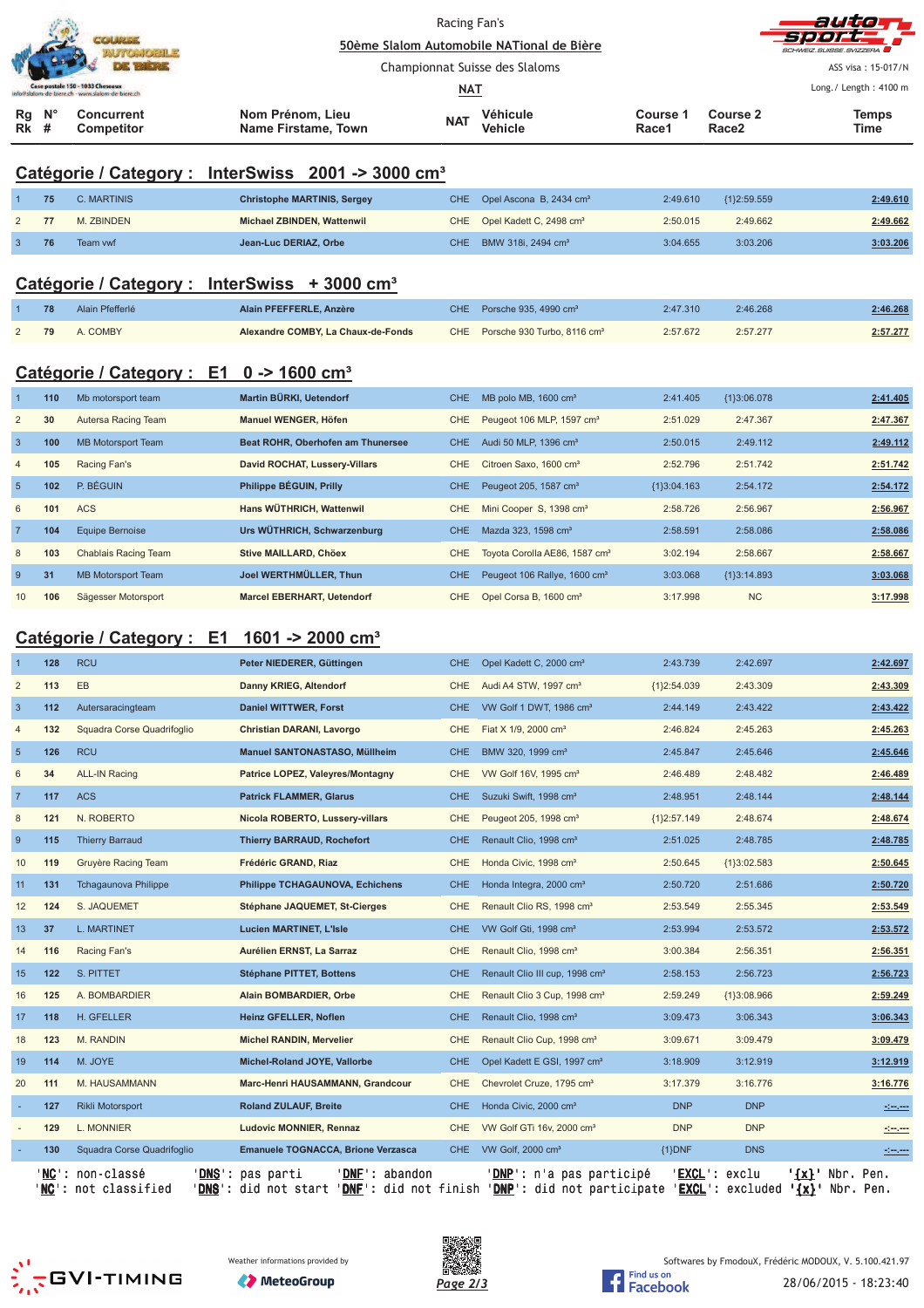Racing Fan's

50ème Slalom Automobile NATional de Bière

Championnat Suisse des Slaloms

NAT

ASS visa : 15-017/N

Long./ Length : 4100 m

## Catégorie / Category : InterSwiss 2001 -> 3000 cm³

| Rg Rk | N° # | Concurrent Competitor | Nom Prénom, Lieu Name Firstame, Town | NAT | Véhicule Vehicle | Course 1 Race1 | Course 2 Race2 | Temps Time |
|---|---|---|---|---|---|---|---|---|
| 1 | 75 | C. MARTINIS | Christophe MARTINIS, Sergey | CHE | Opel Ascona B, 2434 cm³ | 2:49.610 | {1}2:59.559 | 2:49.610 |
| 2 | 77 | M. ZBINDEN | Michael ZBINDEN, Wattenwil | CHE | Opel Kadett C, 2498 cm³ | 2:50.015 | 2:49.662 | 2:49.662 |
| 3 | 76 | Team vwf | Jean-Luc DERIAZ, Orbe | CHE | BMW 318i, 2494 cm³ | 3:04.655 | 3:03.206 | 3:03.206 |

## Catégorie / Category : InterSwiss + 3000 cm³

| Rg Rk | N° # | Concurrent Competitor | Nom Prénom, Lieu Name Firstame, Town | NAT | Véhicule Vehicle | Course 1 Race1 | Course 2 Race2 | Temps Time |
|---|---|---|---|---|---|---|---|---|
| 1 | 78 | Alain Pfefferlé | Alain PFEFFERLE, Anzère | CHE | Porsche 935, 4990 cm³ | 2:47.310 | 2:46.268 | 2:46.268 |
| 2 | 79 | A. COMBY | Alexandre COMBY, La Chaux-de-Fonds | CHE | Porsche 930 Turbo, 8116 cm³ | 2:57.672 | 2:57.277 | 2:57.277 |

## Catégorie / Category : E1 0 -> 1600 cm³

| Rg Rk | N° # | Concurrent Competitor | Nom Prénom, Lieu Name Firstame, Town | NAT | Véhicule Vehicle | Course 1 Race1 | Course 2 Race2 | Temps Time |
|---|---|---|---|---|---|---|---|---|
| 1 | 110 | Mb motorsport team | Martin BÜRKI, Uetendorf | CHE | MB polo MB, 1600 cm³ | 2:41.405 | {1}3:06.078 | 2:41.405 |
| 2 | 30 | Autersa Racing Team | Manuel WENGER, Höfen | CHE | Peugeot 106 MLP, 1597 cm³ | 2:51.029 | 2:47.367 | 2:47.367 |
| 3 | 100 | MB Motorsport Team | Beat ROHR, Oberhofen am Thunersee | CHE | Audi 50 MLP, 1396 cm³ | 2:50.015 | 2:49.112 | 2:49.112 |
| 4 | 105 | Racing Fan's | David ROCHAT, Lussery-Villars | CHE | Citroen Saxo, 1600 cm³ | 2:52.796 | 2:51.742 | 2:51.742 |
| 5 | 102 | P. BÉGUIN | Philippe BÉGUIN, Prilly | CHE | Peugeot 205, 1587 cm³ | {1}3:04.163 | 2:54.172 | 2:54.172 |
| 6 | 101 | ACS | Hans WÜTHRICH, Wattenwil | CHE | Mini Cooper S, 1398 cm³ | 2:58.726 | 2:56.967 | 2:56.967 |
| 7 | 104 | Equipe Bernoise | Urs WÜTHRICH, Schwarzenburg | CHE | Mazda 323, 1598 cm³ | 2:58.591 | 2:58.086 | 2:58.086 |
| 8 | 103 | Chablais Racing Team | Stive MAILLARD, Chöex | CHE | Toyota Corolla AE86, 1587 cm³ | 3:02.194 | 2:58.667 | 2:58.667 |
| 9 | 31 | MB Motorsport Team | Joel WERTHMÜLLER, Thun | CHE | Peugeot 106 Rallye, 1600 cm³ | 3:03.068 | {1}3:14.893 | 3:03.068 |
| 10 | 106 | Sägesser Motorsport | Marcel EBERHART, Uetendorf | CHE | Opel Corsa B, 1600 cm³ | 3:17.998 | NC | 3:17.998 |

## Catégorie / Category : E1 1601 -> 2000 cm³

| Rg Rk | N° # | Concurrent Competitor | Nom Prénom, Lieu Name Firstame, Town | NAT | Véhicule Vehicle | Course 1 Race1 | Course 2 Race2 | Temps Time |
|---|---|---|---|---|---|---|---|---|
| 1 | 128 | RCU | Peter NIEDERER, Güttingen | CHE | Opel Kadett C, 2000 cm³ | 2:43.739 | 2:42.697 | 2:42.697 |
| 2 | 113 | EB | Danny KRIEG, Altendorf | CHE | Audi A4 STW, 1997 cm³ | {1}2:54.039 | 2:43.309 | 2:43.309 |
| 3 | 112 | Autersaracingteam | Daniel WITTWER, Forst | CHE | VW Golf 1 DWT, 1986 cm³ | 2:44.149 | 2:43.422 | 2:43.422 |
| 4 | 132 | Squadra Corse Quadrifoglio | Christian DARANI, Lavorgo | CHE | Fiat X 1/9, 2000 cm³ | 2:46.824 | 2:45.263 | 2:45.263 |
| 5 | 126 | RCU | Manuel SANTONASTASO, Müllheim | CHE | BMW 320, 1999 cm³ | 2:45.847 | 2:45.646 | 2:45.646 |
| 6 | 34 | ALL-IN Racing | Patrice LOPEZ, Valeyres/Montagny | CHE | VW Golf 16V, 1995 cm³ | 2:46.489 | 2:48.482 | 2:46.489 |
| 7 | 117 | ACS | Patrick FLAMMER, Glarus | CHE | Suzuki Swift, 1998 cm³ | 2:48.951 | 2:48.144 | 2:48.144 |
| 8 | 121 | N. ROBERTO | Nicola ROBERTO, Lussery-villars | CHE | Peugeot 205, 1998 cm³ | {1}2:57.149 | 2:48.674 | 2:48.674 |
| 9 | 115 | Thierry Barraud | Thierry BARRAUD, Rochefort | CHE | Renault Clio, 1998 cm³ | 2:51.025 | 2:48.785 | 2:48.785 |
| 10 | 119 | Gruyère Racing Team | Frédéric GRAND, Riaz | CHE | Honda Civic, 1998 cm³ | 2:50.645 | {1}3:02.583 | 2:50.645 |
| 11 | 131 | Tchagaunova Philippe | Philippe TCHAGAUNOVA, Echichens | CHE | Honda Integra, 2000 cm³ | 2:50.720 | 2:51.686 | 2:50.720 |
| 12 | 124 | S. JAQUEMET | Stéphane JAQUEMET, St-Cierges | CHE | Renault Clio RS, 1998 cm³ | 2:53.549 | 2:55.345 | 2:53.549 |
| 13 | 37 | L. MARTINET | Lucien MARTINET, L'Isle | CHE | VW Golf Gti, 1998 cm³ | 2:53.994 | 2:53.572 | 2:53.572 |
| 14 | 116 | Racing Fan's | Aurélien ERNST, La Sarraz | CHE | Renault Clio, 1998 cm³ | 3:00.384 | 2:56.351 | 2:56.351 |
| 15 | 122 | S. PITTET | Stéphane PITTET, Bottens | CHE | Renault Clio III cup, 1998 cm³ | 2:58.153 | 2:56.723 | 2:56.723 |
| 16 | 125 | A. BOMBARDIER | Alain BOMBARDIER, Orbe | CHE | Renault Clio 3 Cup, 1998 cm³ | 2:59.249 | {1}3:08.966 | 2:59.249 |
| 17 | 118 | H. GFELLER | Heinz GFELLER, Noflen | CHE | Renault Clio, 1998 cm³ | 3:09.473 | 3:06.343 | 3:06.343 |
| 18 | 123 | M. RANDIN | Michel RANDIN, Mervelier | CHE | Renault Clio Cup, 1998 cm³ | 3:09.671 | 3:09.479 | 3:09.479 |
| 19 | 114 | M. JOYE | Michel-Roland JOYE, Vallorbe | CHE | Opel Kadett E GSI, 1997 cm³ | 3:18.909 | 3:12.919 | 3:12.919 |
| 20 | 111 | M. HAUSAMMANN | Marc-Henri HAUSAMMANN, Grandcour | CHE | Chevrolet Cruze, 1795 cm³ | 3:17.379 | 3:16.776 | 3:16.776 |
| - | 127 | Rikli Motorsport | Roland ZULAUF, Breite | CHE | Honda Civic, 2000 cm³ | DNP | DNP | -:--.--- |
| - | 129 | L. MONNIER | Ludovic MONNIER, Rennaz | CHE | VW Golf GTi 16v, 2000 cm³ | DNP | DNP | -:--.--- |
| - | 130 | Squadra Corse Quadrifoglio | Emanuele TOGNACCA, Brione Verzasca | CHE | VW Golf, 2000 cm³ | {1}DNF | DNS | -:--.--- |

'NC': non-classé 'DNS': pas parti 'DNF': abandon 'DNP': n'a pas participé 'EXCL': exclu '{x}' Nbr. Pen.
'NC': not classified 'DNS': did not start 'DNF': did not finish 'DNP': did not participate 'EXCL': excluded '{x}' Nbr. Pen.

Weather informations provided by MeteoGroup

Softwares by FmodouX, Frédéric MODOUX, V. 5.100.421.97

28/06/2015 - 18:23:40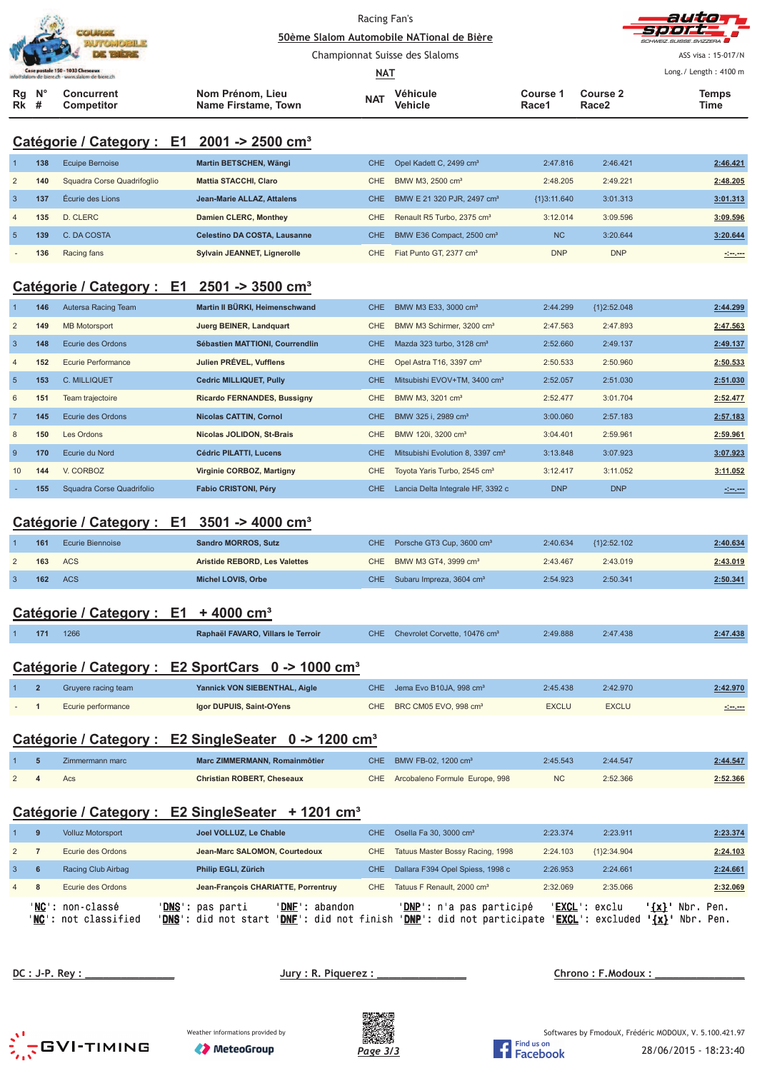Racing Fan's

50ème Slalom Automobile NATional de Bière

Championnat Suisse des Slaloms

NAT

ASS visa : 15-017/N

Long./ Length : 4100 m

## Catégorie / Category : E1 2001 -> 2500 cm³

| Rg Rk | N° # | Concurrent Competitor | Nom Prénom, Lieu Name Firstame, Town | NAT | Véhicule Vehicle | Course 1 Race1 | Course 2 Race2 | Temps Time |
|---|---|---|---|---|---|---|---|---|
| 1 | 138 | Ecuipe Bernoise | **Martin BETSCHEN, Wängi** | CHE | Opel Kadett C, 2499 cm³ | 2:47.816 | 2:46.421 | **2:46.421** |
| 2 | 140 | Squadra Corse Quadrifoglio | **Mattia STACCHI, Claro** | CHE | BMW M3, 2500 cm³ | 2:48.205 | 2:49.221 | **2:48.205** |
| 3 | 137 | Écurie des Lions | **Jean-Marie ALLAZ, Attalens** | CHE | BMW E 21 320 PJR, 2497 cm³ | {1}3:11.640 | 3:01.313 | **3:01.313** |
| 4 | 135 | D. CLERC | **Damien CLERC, Monthey** | CHE | Renault R5 Turbo, 2375 cm³ | 3:12.014 | 3:09.596 | **3:09.596** |
| 5 | 139 | C. DA COSTA | **Celestino DA COSTA, Lausanne** | CHE | BMW E36 Compact, 2500 cm³ | NC | 3:20.644 | **3:20.644** |
| - | 136 | Racing fans | **Sylvain JEANNET, Lignerolle** | CHE | Fiat Punto GT, 2377 cm³ | DNP | DNP | -:--.--- |

## Catégorie / Category : E1 2501 -> 3500 cm³

| Rg Rk | N° # | Concurrent Competitor | Nom Prénom, Lieu Name Firstame, Town | NAT | Véhicule Vehicle | Course 1 Race1 | Course 2 Race2 | Temps Time |
|---|---|---|---|---|---|---|---|---|
| 1 | 146 | Autersa Racing Team | **Martin II BÜRKI, Heimenschwand** | CHE | BMW M3 E33, 3000 cm³ | 2:44.299 | {1}2:52.048 | **2:44.299** |
| 2 | 149 | MB Motorsport | **Juerg BEINER, Landquart** | CHE | BMW M3 Schirmer, 3200 cm³ | 2:47.563 | 2:47.893 | **2:47.563** |
| 3 | 148 | Ecurie des Ordons | **Sébastien MATTIONI, Courrendlin** | CHE | Mazda 323 turbo, 3128 cm³ | 2:52.660 | 2:49.137 | **2:49.137** |
| 4 | 152 | Ecurie Performance | **Julien PRÉVEL, Vufflens** | CHE | Opel Astra T16, 3397 cm³ | 2:50.533 | 2:50.960 | **2:50.533** |
| 5 | 153 | C. MILLIQUET | **Cedric MILLIQUET, Pully** | CHE | Mitsubishi EVOV+TM, 3400 cm³ | 2:52.057 | 2:51.030 | **2:51.030** |
| 6 | 151 | Team trajectoire | **Ricardo FERNANDES, Bussigny** | CHE | BMW M3, 3201 cm³ | 2:52.477 | 3:01.704 | **2:52.477** |
| 7 | 145 | Ecurie des Ordons | **Nicolas CATTIN, Cornol** | CHE | BMW 325 i, 2989 cm³ | 3:00.060 | 2:57.183 | **2:57.183** |
| 8 | 150 | Les Ordons | **Nicolas JOLIDON, St-Brais** | CHE | BMW 120i, 3200 cm³ | 3:04.401 | 2:59.961 | **2:59.961** |
| 9 | 170 | Ecurie du Nord | **Cédric PILATTI, Lucens** | CHE | Mitsubishi Evolution 8, 3397 cm³ | 3:13.848 | 3:07.923 | **3:07.923** |
| 10 | 144 | V. CORBOZ | **Virginie CORBOZ, Martigny** | CHE | Toyota Yaris Turbo, 2545 cm³ | 3:12.417 | 3:11.052 | **3:11.052** |
| - | 155 | Squadra Corse Quadrifolio | **Fabio CRISTONI, Péry** | CHE | Lancia Delta Integrale HF, 3392 c | DNP | DNP | -:--.--- |

## Catégorie / Category : E1 3501 -> 4000 cm³

| Rg Rk | N° # | Concurrent Competitor | Nom Prénom, Lieu Name Firstame, Town | NAT | Véhicule Vehicle | Course 1 Race1 | Course 2 Race2 | Temps Time |
|---|---|---|---|---|---|---|---|---|
| 1 | 161 | Ecurie Biennoise | **Sandro MORROS, Sutz** | CHE | Porsche GT3 Cup, 3600 cm³ | 2:40.634 | {1}2:52.102 | **2:40.634** |
| 2 | 163 | ACS | **Aristide REBORD, Les Valettes** | CHE | BMW M3 GT4, 3999 cm³ | 2:43.467 | 2:43.019 | **2:43.019** |
| 3 | 162 | ACS | **Michel LOVIS, Orbe** | CHE | Subaru Impreza, 3604 cm³ | 2:54.923 | 2:50.341 | **2:50.341** |

## Catégorie / Category : E1 + 4000 cm³

| Rg Rk | N° # | Concurrent Competitor | Nom Prénom, Lieu Name Firstame, Town | NAT | Véhicule Vehicle | Course 1 Race1 | Course 2 Race2 | Temps Time |
|---|---|---|---|---|---|---|---|---|
| 1 | 171 | 1266 | **Raphaël FAVARO, Villars le Terroir** | CHE | Chevrolet Corvette, 10476 cm³ | 2:49.888 | 2:47.438 | **2:47.438** |

## Catégorie / Category : E2 SportCars 0 -> 1000 cm³

| Rg Rk | N° # | Concurrent Competitor | Nom Prénom, Lieu Name Firstame, Town | NAT | Véhicule Vehicle | Course 1 Race1 | Course 2 Race2 | Temps Time |
|---|---|---|---|---|---|---|---|---|
| 1 | 2 | Gruyere racing team | **Yannick VON SIEBENTHAL, Aigle** | CHE | Jema Evo B10JA, 998 cm³ | 2:45.438 | 2:42.970 | **2:42.970** |
| - | 1 | Ecurie performance | **Igor DUPUIS, Saint-OYens** | CHE | BRC CM05 EVO, 998 cm³ | EXCLU | EXCLU | -:--.--- |

## Catégorie / Category : E2 SingleSeater 0 -> 1200 cm³

| Rg Rk | N° # | Concurrent Competitor | Nom Prénom, Lieu Name Firstame, Town | NAT | Véhicule Vehicle | Course 1 Race1 | Course 2 Race2 | Temps Time |
|---|---|---|---|---|---|---|---|---|
| 1 | 5 | Zimmermann marc | **Marc ZIMMERMANN, Romainmôtier** | CHE | BMW FB-02, 1200 cm³ | 2:45.543 | 2:44.547 | **2:44.547** |
| 2 | 4 | Acs | **Christian ROBERT, Cheseaux** | CHE | Arcobaleno Formule Europe, 998 | NC | 2:52.366 | **2:52.366** |

## Catégorie / Category : E2 SingleSeater + 1201 cm³

| Rg Rk | N° # | Concurrent Competitor | Nom Prénom, Lieu Name Firstame, Town | NAT | Véhicule Vehicle | Course 1 Race1 | Course 2 Race2 | Temps Time |
|---|---|---|---|---|---|---|---|---|
| 1 | 9 | Volluz Motorsport | **Joel VOLLUZ, Le Chable** | CHE | Osella Fa 30, 3000 cm³ | 2:23.374 | 2:23.911 | **2:23.374** |
| 2 | 7 | Ecurie des Ordons | **Jean-Marc SALOMON, Courtedoux** | CHE | Tatuus Master Bossy Racing, 1998 | 2:24.103 | {1}2:34.904 | **2:24.103** |
| 3 | 6 | Racing Club Airbag | **Philip EGLI, Zürich** | CHE | Dallara F394 Opel Spiess, 1998 c | 2:26.953 | 2:24.661 | **2:24.661** |
| 4 | 8 | Ecurie des Ordons | **Jean-François CHARIATTE, Porrentruy** | CHE | Tatuus F Renault, 2000 cm³ | 2:32.069 | 2:35.066 | **2:32.069** |

'**NC**': non-classé 'DNS': pas parti '**DNF**': abandon '**DNP**': n'a pas participé '**EXCL**': exclu '**{x}**' Nbr. Pen.
'**NC**': not classified '**DNS**': did not start '**DNF**': did not finish '**DNP**': did not participate '**EXCL**': excluded '**{x}**' Nbr. Pen.

DC : J-P. Rey : _______________ Jury : R. Piquerez : _______________ Chrono : F.Modoux : _______________

Weather informations provided by MeteoGroup

Softwares by FmodouX, Frédéric MODOUX, V. 5.100.421.97

28/06/2015 - 18:23:40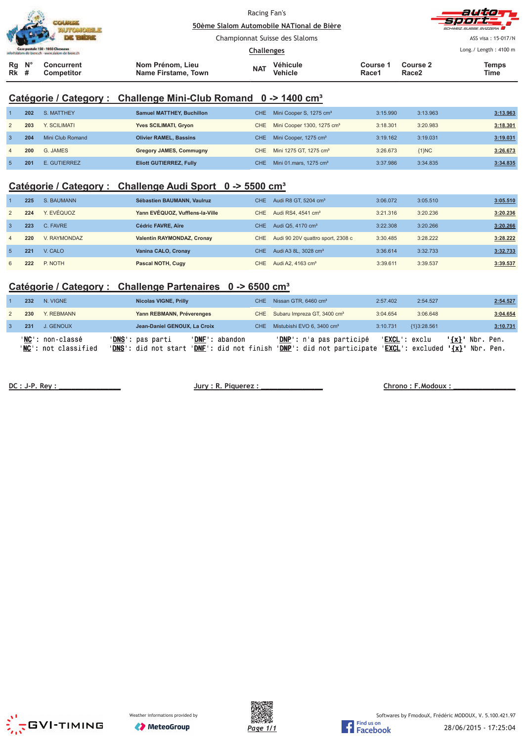Racing Fan's

50ème Slalom Automobile NATional de Bière

Championnat Suisse des Slaloms

Challenges

ASS visa : 15-017/N

Long./ Length : 4100 m

## Catégorie / Category : Challenge Mini-Club Romand 0 -> 1400 cm³

| Rg Rk | N° # | Concurrent Competitor | Nom Prénom, Lieu Name Firstame, Town | NAT | Véhicule Vehicle | Course 1 Race1 | Course 2 Race2 | Temps Time |
|---|---|---|---|---|---|---|---|---|
| 1 | 202 | S. MATTHEY | Samuel MATTHEY, Buchillon | CHE | Mini Cooper S, 1275 cm³ | 3:15.990 | 3:13.963 | 3:13.963 |
| 2 | 203 | Y. SCILIMATI | Yves SCILIMATI, Gryon | CHE | Mini Cooper 1300, 1275 cm³ | 3:18.301 | 3:20.983 | 3:18.301 |
| 3 | 204 | Mini Club Romand | Olivier RAMEL, Bassins | CHE | Mini Cooper, 1275 cm³ | 3:19.162 | 3:19.031 | 3:19.031 |
| 4 | 200 | G. JAMES | Gregory JAMES, Commugny | CHE | Mini 1275 GT, 1275 cm³ | 3:26.673 | {1}NC | 3:26.673 |
| 5 | 201 | E. GUTIERREZ | Eliott GUTIERREZ, Fully | CHE | Mini 01.mars, 1275 cm³ | 3:37.986 | 3:34.835 | 3:34.835 |

## Catégorie / Category : Challenge Audi Sport 0 -> 5500 cm³

| Rg Rk | N° # | Concurrent Competitor | Nom Prénom, Lieu Name Firstame, Town | NAT | Véhicule Vehicle | Course 1 Race1 | Course 2 Race2 | Temps Time |
|---|---|---|---|---|---|---|---|---|
| 1 | 225 | S. BAUMANN | Sébastien BAUMANN, Vaulruz | CHE | Audi R8 GT, 5204 cm³ | 3:06.072 | 3:05.510 | 3:05.510 |
| 2 | 224 | Y. EVÉQUOZ | Yann EVÉQUOZ, Vufflens-la-Ville | CHE | Audi RS4, 4541 cm³ | 3:21.316 | 3:20.236 | 3:20.236 |
| 3 | 223 | C. FAVRE | Cédric FAVRE, Aïre | CHE | Audi Q5, 4170 cm³ | 3:22.308 | 3:20.266 | 3:20.266 |
| 4 | 220 | V. RAYMONDAZ | Valentin RAYMONDAZ, Cronay | CHE | Audi 90 20V quattro sport, 2308 c | 3:30.485 | 3:28.222 | 3:28.222 |
| 5 | 221 | V. CALO | Vanina CALO, Cronay | CHE | Audi A3 8L, 3028 cm³ | 3:36.614 | 3:32.733 | 3:32.733 |
| 6 | 222 | P. NOTH | Pascal NOTH, Cugy | CHE | Audi A2, 4163 cm³ | 3:39.611 | 3:39.537 | 3:39.537 |

## Catégorie / Category : Challenge Partenaires 0 -> 6500 cm³

| Rg Rk | N° # | Concurrent Competitor | Nom Prénom, Lieu Name Firstame, Town | NAT | Véhicule Vehicle | Course 1 Race1 | Course 2 Race2 | Temps Time |
|---|---|---|---|---|---|---|---|---|
| 1 | 232 | N. VIGNE | Nicolas VIGNE, Prilly | CHE | Nissan GTR, 6460 cm³ | 2:57.402 | 2:54.527 | 2:54.527 |
| 2 | 230 | Y. REBMANN | Yann REBMANN, Préverenges | CHE | Subaru Impreza GT, 3400 cm³ | 3:04.654 | 3:06.648 | 3:04.654 |
| 3 | 231 | J. GENOUX | Jean-Daniel GENOUX, La Croix | CHE | Mistubishi EVO 6, 3400 cm³ | 3:10.731 | {1}3:28.561 | 3:10.731 |

'NC': non-classé 'DNS': pas parti 'DNF': abandon 'DNP': n'a pas participé 'EXCL': exclu '{x}' Nbr. Pen.
'NC': not classified 'DNS': did not start 'DNF': did not finish 'DNP': did not participate 'EXCL': excluded '{x}' Nbr. Pen.

DC : J-P. Rey : _______________ Jury : R. Piquerez : _______________ Chrono : F.Modoux : _______________

Weather informations provided by MeteoGroup

Softwares by FmodouX, Frédéric MODOUX, V. 5.100.421.97

28/06/2015 - 17:25:04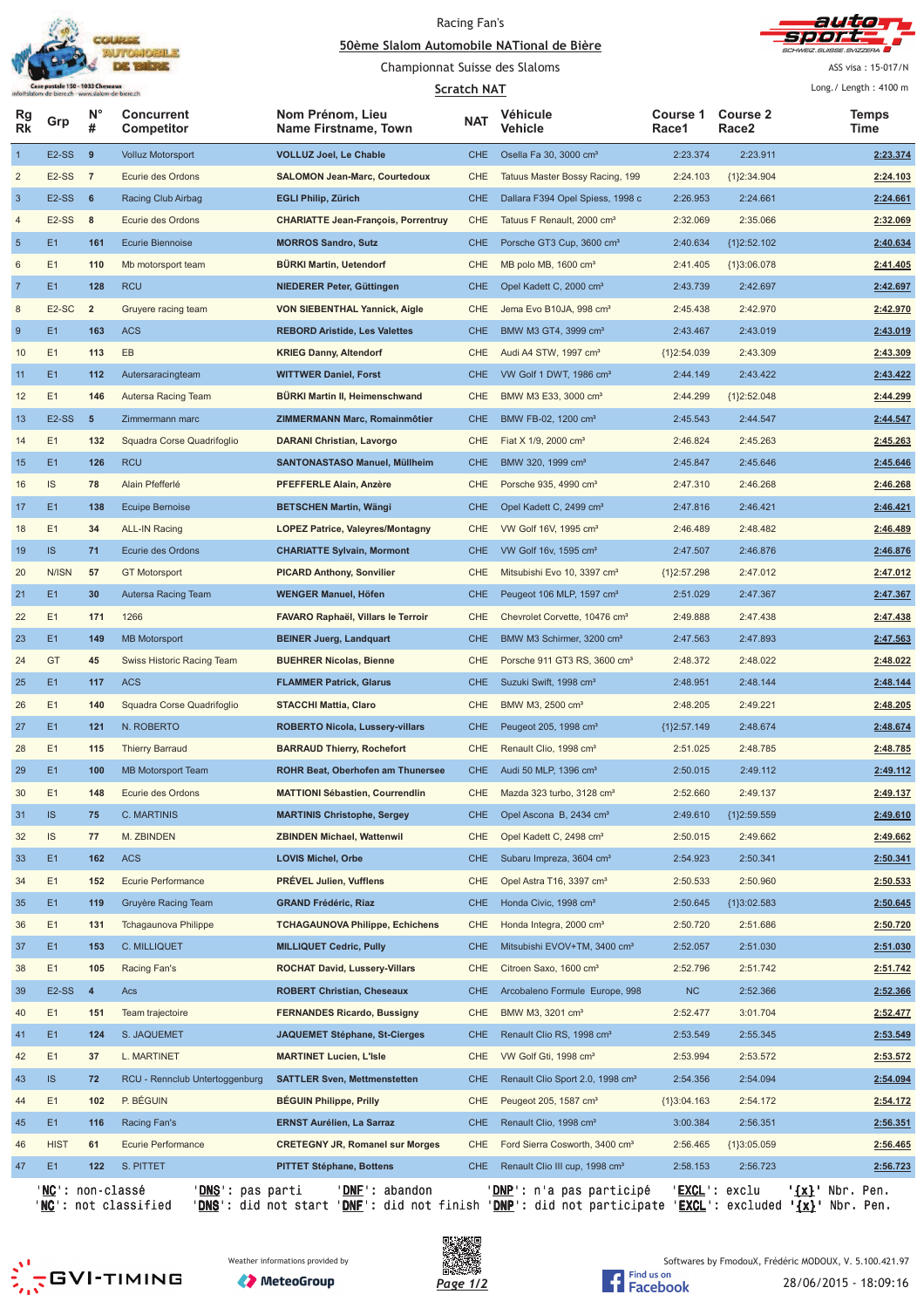Racing Fan's

## 50ème Slalom Automobile NATional de Bière

Championnat Suisse des Slaloms

**Scratch NAT**

ASS visa : 15-017/N

Long./ Length : 4100 m

| Rg Rk | Grp | N° # | Concurrent Competitor | Nom Prénom, Lieu Name Firstname, Town | NAT | Véhicule Vehicle | Course 1 Race1 | Course 2 Race2 | Temps Time |
|---|---|---|---|---|---|---|---|---|---|
| 1 | E2-SS | 9 | Volluz Motorsport | VOLLUZ Joel, Le Chable | CHE | Osella Fa 30, 3000 cm³ | 2:23.374 | 2:23.911 | 2:23.374 |
| 2 | E2-SS | 7 | Ecurie des Ordons | SALOMON Jean-Marc, Courtedoux | CHE | Tatuus Master Bossy Racing, 199 | 2:24.103 | {1}2:34.904 | 2:24.103 |
| 3 | E2-SS | 6 | Racing Club Airbag | EGLI Philip, Zürich | CHE | Dallara F394 Opel Spiess, 1998 c | 2:26.953 | 2:24.661 | 2:24.661 |
| 4 | E2-SS | 8 | Ecurie des Ordons | CHARIATTE Jean-François, Porrentruy | CHE | Tatuus F Renault, 2000 cm³ | 2:32.069 | 2:35.066 | 2:32.069 |
| 5 | E1 | 161 | Ecurie Biennoise | MORROS Sandro, Sutz | CHE | Porsche GT3 Cup, 3600 cm³ | 2:40.634 | {1}2:52.102 | 2:40.634 |
| 6 | E1 | 110 | Mb motorsport team | BÜRKI Martin, Uetendorf | CHE | MB polo MB, 1600 cm³ | 2:41.405 | {1}3:06.078 | 2:41.405 |
| 7 | E1 | 128 | RCU | NIEDERER Peter, Güttingen | CHE | Opel Kadett C, 2000 cm³ | 2:43.739 | 2:42.697 | 2:42.697 |
| 8 | E2-SC | 2 | Gruyere racing team | VON SIEBENTHAL Yannick, Aigle | CHE | Jema Evo B10JA, 998 cm³ | 2:45.438 | 2:42.970 | 2:42.970 |
| 9 | E1 | 163 | ACS | REBORD Aristide, Les Valettes | CHE | BMW M3 GT4, 3999 cm³ | 2:43.467 | 2:43.019 | 2:43.019 |
| 10 | E1 | 113 | EB | KRIEG Danny, Altendorf | CHE | Audi A4 STW, 1997 cm³ | {1}2:54.039 | 2:43.309 | 2:43.309 |
| 11 | E1 | 112 | Autersaracingteam | WITTWER Daniel, Forst | CHE | VW Golf 1 DWT, 1986 cm³ | 2:44.149 | 2:43.422 | 2:43.422 |
| 12 | E1 | 146 | Autersa Racing Team | BÜRKI Martin II, Heimenschwand | CHE | BMW M3 E33, 3000 cm³ | 2:44.299 | {1}2:52.048 | 2:44.299 |
| 13 | E2-SS | 5 | Zimmermann marc | ZIMMERMANN Marc, Romainmôtier | CHE | BMW FB-02, 1200 cm³ | 2:45.543 | 2:44.547 | 2:44.547 |
| 14 | E1 | 132 | Squadra Corse Quadrifoglio | DARANI Christian, Lavorgo | CHE | Fiat X 1/9, 2000 cm³ | 2:46.824 | 2:45.263 | 2:45.263 |
| 15 | E1 | 126 | RCU | SANTONASTASO Manuel, Müllheim | CHE | BMW 320, 1999 cm³ | 2:45.847 | 2:45.646 | 2:45.646 |
| 16 | IS | 78 | Alain Pfefferlé | PFEFFERLE Alain, Anzère | CHE | Porsche 935, 4990 cm³ | 2:47.310 | 2:46.268 | 2:46.268 |
| 17 | E1 | 138 | Ecuipe Bernoise | BETSCHEN Martin, Wängi | CHE | Opel Kadett C, 2499 cm³ | 2:47.816 | 2:46.421 | 2:46.421 |
| 18 | E1 | 34 | ALL-IN Racing | LOPEZ Patrice, Valeyres/Montagny | CHE | VW Golf 16V, 1995 cm³ | 2:46.489 | 2:48.482 | 2:46.489 |
| 19 | IS | 71 | Ecurie des Ordons | CHARIATTE Sylvain, Mormont | CHE | VW Golf 16v, 1595 cm³ | 2:47.507 | 2:46.876 | 2:46.876 |
| 20 | N/ISN | 57 | GT Motorsport | PICARD Anthony, Sonvilier | CHE | Mitsubishi Evo 10, 3397 cm³ | {1}2:57.298 | 2:47.012 | 2:47.012 |
| 21 | E1 | 30 | Autersa Racing Team | WENGER Manuel, Höfen | CHE | Peugeot 106 MLP, 1597 cm³ | 2:51.029 | 2:47.367 | 2:47.367 |
| 22 | E1 | 171 | 1266 | FAVARO Raphaël, Villars le Terroir | CHE | Chevrolet Corvette, 10476 cm³ | 2:49.888 | 2:47.438 | 2:47.438 |
| 23 | E1 | 149 | MB Motorsport | BEINER Juerg, Landquart | CHE | BMW M3 Schirmer, 3200 cm³ | 2:47.563 | 2:47.893 | 2:47.563 |
| 24 | GT | 45 | Swiss Historic Racing Team | BUEHRER Nicolas, Bienne | CHE | Porsche 911 GT3 RS, 3600 cm³ | 2:48.372 | 2:48.022 | 2:48.022 |
| 25 | E1 | 117 | ACS | FLAMMER Patrick, Glarus | CHE | Suzuki Swift, 1998 cm³ | 2:48.951 | 2:48.144 | 2:48.144 |
| 26 | E1 | 140 | Squadra Corse Quadrifoglio | STACCHI Mattia, Claro | CHE | BMW M3, 2500 cm³ | 2:48.205 | 2:49.221 | 2:48.205 |
| 27 | E1 | 121 | N. ROBERTO | ROBERTO Nicola, Lussery-villars | CHE | Peugeot 205, 1998 cm³ | {1}2:57.149 | 2:48.674 | 2:48.674 |
| 28 | E1 | 115 | Thierry Barraud | BARRAUD Thierry, Rochefort | CHE | Renault Clio, 1998 cm³ | 2:51.025 | 2:48.785 | 2:48.785 |
| 29 | E1 | 100 | MB Motorsport Team | ROHR Beat, Oberhofen am Thunersee | CHE | Audi 50 MLP, 1396 cm³ | 2:50.015 | 2:49.112 | 2:49.112 |
| 30 | E1 | 148 | Ecurie des Ordons | MATTIONI Sébastien, Courrendlin | CHE | Mazda 323 turbo, 3128 cm³ | 2:52.660 | 2:49.137 | 2:49.137 |
| 31 | IS | 75 | C. MARTINIS | MARTINIS Christophe, Sergey | CHE | Opel Ascona B, 2434 cm³ | 2:49.610 | {1}2:59.559 | 2:49.610 |
| 32 | IS | 77 | M. ZBINDEN | ZBINDEN Michael, Wattenwil | CHE | Opel Kadett C, 2498 cm³ | 2:50.015 | 2:49.662 | 2:49.662 |
| 33 | E1 | 162 | ACS | LOVIS Michel, Orbe | CHE | Subaru Impreza, 3604 cm³ | 2:54.923 | 2:50.341 | 2:50.341 |
| 34 | E1 | 152 | Ecurie Performance | PRÉVEL Julien, Vufflens | CHE | Opel Astra T16, 3397 cm³ | 2:50.533 | 2:50.960 | 2:50.533 |
| 35 | E1 | 119 | Gruyère Racing Team | GRAND Frédéric, Riaz | CHE | Honda Civic, 1998 cm³ | 2:50.645 | {1}3:02.583 | 2:50.645 |
| 36 | E1 | 131 | Tchagaunova Philippe | TCHAGAUNOVA Philippe, Echichens | CHE | Honda Integra, 2000 cm³ | 2:50.720 | 2:51.686 | 2:50.720 |
| 37 | E1 | 153 | C. MILLIQUET | MILLIQUET Cedric, Pully | CHE | Mitsubishi EVOV+TM, 3400 cm³ | 2:52.057 | 2:51.030 | 2:51.030 |
| 38 | E1 | 105 | Racing Fan's | ROCHAT David, Lussery-Villars | CHE | Citroen Saxo, 1600 cm³ | 2:52.796 | 2:51.742 | 2:51.742 |
| 39 | E2-SS | 4 | Acs | ROBERT Christian, Cheseaux | CHE | Arcobaleno Formule Europe, 998 | NC | 2:52.366 | 2:52.366 |
| 40 | E1 | 151 | Team trajectoire | FERNANDES Ricardo, Bussigny | CHE | BMW M3, 3201 cm³ | 2:52.477 | 3:01.704 | 2:52.477 |
| 41 | E1 | 124 | S. JAQUEMET | JAQUEMET Stéphane, St-Cierges | CHE | Renault Clio RS, 1998 cm³ | 2:53.549 | 2:55.345 | 2:53.549 |
| 42 | E1 | 37 | L. MARTINET | MARTINET Lucien, L'Isle | CHE | VW Golf Gti, 1998 cm³ | 2:53.994 | 2:53.572 | 2:53.572 |
| 43 | IS | 72 | RCU - Rennclub Untertoggenburg | SATTLER Sven, Mettmenstetten | CHE | Renault Clio Sport 2.0, 1998 cm³ | 2:54.356 | 2:54.094 | 2:54.094 |
| 44 | E1 | 102 | P. BÉGUIN | BÉGUIN Philippe, Prilly | CHE | Peugeot 205, 1587 cm³ | {1}3:04.163 | 2:54.172 | 2:54.172 |
| 45 | E1 | 116 | Racing Fan's | ERNST Aurélien, La Sarraz | CHE | Renault Clio, 1998 cm³ | 3:00.384 | 2:56.351 | 2:56.351 |
| 46 | HIST | 61 | Ecurie Performance | CRETEGNY JR, Romanel sur Morges | CHE | Ford Sierra Cosworth, 3400 cm³ | 2:56.465 | {1}3:05.059 | 2:56.465 |
| 47 | E1 | 122 | S. PITTET | PITTET Stéphane, Bottens | CHE | Renault Clio III cup, 1998 cm³ | 2:58.153 | 2:56.723 | 2:56.723 |

'**NC**': non-classé '**DNS**': pas parti '**DNF**': abandon '**DNP**': n'a pas participé '**EXCL**': exclu '**{x}**' Nbr. Pen.
'**NC**': not classified '**DNS**': did not start '**DNF**': did not finish '**DNP**': did not participate '**EXCL**': excluded '**{x}**' Nbr. Pen.

Weather informations provided by MeteoGroup

Softwares by FmodouX, Frédéric MODOUX, V. 5.100.421.97

28/06/2015 - 18:09:16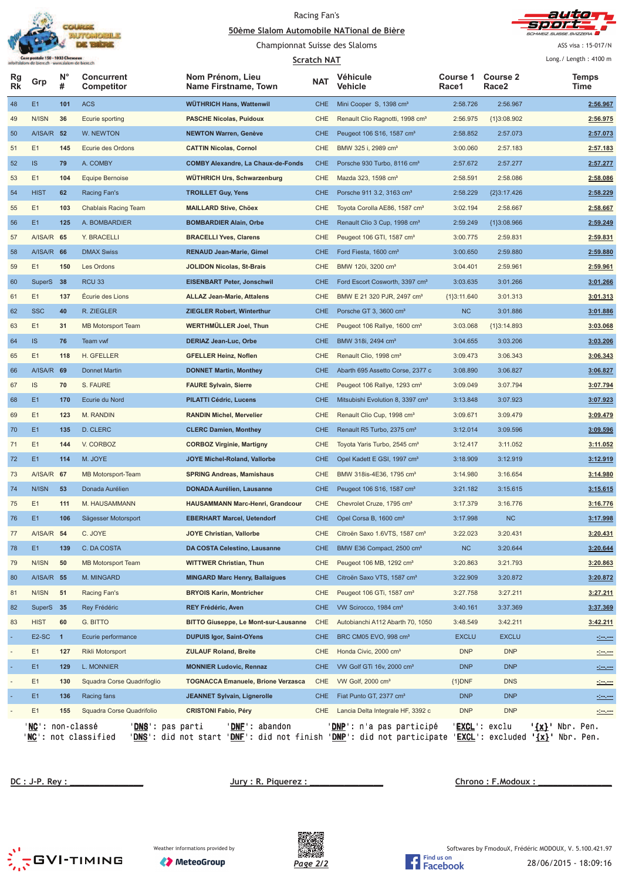Racing Fan's

**50ème Slalom Automobile NATional de Bière**

Championnat Suisse des Slaloms

**Scratch NAT**

Case postale 150 - 1033 Cheseaux
info@slalom-de-biere.ch - www.slalom-de-biere.ch

ASS visa : 15-017/N

Long./ Length : 4100 m

| Rg Rk | Grp | N° # | Concurrent Competitor | Nom Prénom, Lieu Name Firstname, Town | NAT | Véhicule Vehicle | Course 1 Race1 | Course 2 Race2 | Temps Time |
|---|---|---|---|---|---|---|---|---|---|
| 48 | E1 | 101 | ACS | WÜTHRICH Hans, Wattenwil | CHE | Mini Cooper S, 1398 cm³ | 2:58.726 | 2:56.967 | 2:56.967 |
| 49 | N/ISN | 36 | Ecurie sporting | PASCHE Nicolas, Puidoux | CHE | Renault Clio Ragnotti, 1998 cm³ | 2:56.975 | {1}3:08.902 | 2:56.975 |
| 50 | A/ISA/R | 52 | W. NEWTON | NEWTON Warren, Genève | CHE | Peugeot 106 S16, 1587 cm³ | 2:58.852 | 2:57.073 | 2:57.073 |
| 51 | E1 | 145 | Ecurie des Ordons | CATTIN Nicolas, Cornol | CHE | BMW 325 i, 2989 cm³ | 3:00.060 | 2:57.183 | 2:57.183 |
| 52 | IS | 79 | A. COMBY | COMBY Alexandre, La Chaux-de-Fonds | CHE | Porsche 930 Turbo, 8116 cm³ | 2:57.672 | 2:57.277 | 2:57.277 |
| 53 | E1 | 104 | Equipe Bernoise | WÜTHRICH Urs, Schwarzenburg | CHE | Mazda 323, 1598 cm³ | 2:58.591 | 2:58.086 | 2:58.086 |
| 54 | HIST | 62 | Racing Fan's | TROILLET Guy, Yens | CHE | Porsche 911 3.2, 3163 cm³ | 2:58.229 | {2}3:17.426 | 2:58.229 |
| 55 | E1 | 103 | Chablais Racing Team | MAILLARD Stive, Chöex | CHE | Toyota Corolla AE86, 1587 cm³ | 3:02.194 | 2:58.667 | 2:58.667 |
| 56 | E1 | 125 | A. BOMBARDIER | BOMBARDIER Alain, Orbe | CHE | Renault Clio 3 Cup, 1998 cm³ | 2:59.249 | {1}3:08.966 | 2:59.249 |
| 57 | A/ISA/R | 65 | Y. BRACELLI | BRACELLI Yves, Clarens | CHE | Peugeot 106 GTI, 1587 cm³ | 3:00.775 | 2:59.831 | 2:59.831 |
| 58 | A/ISA/R | 66 | DMAX Swiss | RENAUD Jean-Marie, Gimel | CHE | Ford Fiesta, 1600 cm³ | 3:00.650 | 2:59.880 | 2:59.880 |
| 59 | E1 | 150 | Les Ordons | JOLIDON Nicolas, St-Brais | CHE | BMW 120i, 3200 cm³ | 3:04.401 | 2:59.961 | 2:59.961 |
| 60 | SuperS | 38 | RCU 33 | EISENBART Peter, Jonschwil | CHE | Ford Escort Cosworth, 3397 cm³ | 3:03.635 | 3:01.266 | 3:01.266 |
| 61 | E1 | 137 | Écurie des Lions | ALLAZ Jean-Marie, Attalens | CHE | BMW E 21 320 PJR, 2497 cm³ | {1}3:11.640 | 3:01.313 | 3:01.313 |
| 62 | SSC | 40 | R. ZIEGLER | ZIEGLER Robert, Winterthur | CHE | Porsche GT 3, 3600 cm³ | NC | 3:01.886 | 3:01.886 |
| 63 | E1 | 31 | MB Motorsport Team | WERTHMÜLLER Joel, Thun | CHE | Peugeot 106 Rallye, 1600 cm³ | 3:03.068 | {1}3:14.893 | 3:03.068 |
| 64 | IS | 76 | Team vwf | DERIAZ Jean-Luc, Orbe | CHE | BMW 318i, 2494 cm³ | 3:04.655 | 3:03.206 | 3:03.206 |
| 65 | E1 | 118 | H. GFELLER | GFELLER Heinz, Noflen | CHE | Renault Clio, 1998 cm³ | 3:09.473 | 3:06.343 | 3:06.343 |
| 66 | A/ISA/R | 69 | Donnet Martin | DONNET Martin, Monthey | CHE | Abarth 695 Assetto Corse, 2377 c | 3:08.890 | 3:06.827 | 3:06.827 |
| 67 | IS | 70 | S. FAURE | FAURE Sylvain, Sierre | CHE | Peugeot 106 Rallye, 1293 cm³ | 3:09.049 | 3:07.794 | 3:07.794 |
| 68 | E1 | 170 | Ecurie du Nord | PILATTI Cédric, Lucens | CHE | Mitsubishi Evolution 8, 3397 cm³ | 3:13.848 | 3:07.923 | 3:07.923 |
| 69 | E1 | 123 | M. RANDIN | RANDIN Michel, Mervelier | CHE | Renault Clio Cup, 1998 cm³ | 3:09.671 | 3:09.479 | 3:09.479 |
| 70 | E1 | 135 | D. CLERC | CLERC Damien, Monthey | CHE | Renault R5 Turbo, 2375 cm³ | 3:12.014 | 3:09.596 | 3:09.596 |
| 71 | E1 | 144 | V. CORBOZ | CORBOZ Virginie, Martigny | CHE | Toyota Yaris Turbo, 2545 cm³ | 3:12.417 | 3:11.052 | 3:11.052 |
| 72 | E1 | 114 | M. JOYE | JOYE Michel-Roland, Vallorbe | CHE | Opel Kadett E GSI, 1997 cm³ | 3:18.909 | 3:12.919 | 3:12.919 |
| 73 | A/ISA/R | 67 | MB Motorsport-Team | SPRING Andreas, Mamishaus | CHE | BMW 318is-4E36, 1795 cm³ | 3:14.980 | 3:16.654 | 3:14.980 |
| 74 | N/ISN | 53 | Donada Aurélien | DONADA Aurélien, Lausanne | CHE | Peugeot 106 S16, 1587 cm³ | 3:21.182 | 3:15.615 | 3:15.615 |
| 75 | E1 | 111 | M. HAUSAMMANN | HAUSAMMANN Marc-Henri, Grandcour | CHE | Chevrolet Cruze, 1795 cm³ | 3:17.379 | 3:16.776 | 3:16.776 |
| 76 | E1 | 106 | Sägesser Motorsport | EBERHART Marcel, Uetendorf | CHE | Opel Corsa B, 1600 cm³ | 3:17.998 | NC | 3:17.998 |
| 77 | A/ISA/R | 54 | C. JOYE | JOYE Christian, Vallorbe | CHE | Citroën Saxo 1.6VTS, 1587 cm³ | 3:22.023 | 3:20.431 | 3:20.431 |
| 78 | E1 | 139 | C. DA COSTA | DA COSTA Celestino, Lausanne | CHE | BMW E36 Compact, 2500 cm³ | NC | 3:20.644 | 3:20.644 |
| 79 | N/ISN | 50 | MB Motorsport Team | WITTWER Christian, Thun | CHE | Peugeot 106 MB, 1292 cm³ | 3:20.863 | 3:21.793 | 3:20.863 |
| 80 | A/ISA/R | 55 | M. MINGARD | MINGARD Marc Henry, Ballaigues | CHE | Citroën Saxo VTS, 1587 cm³ | 3:22.909 | 3:20.872 | 3:20.872 |
| 81 | N/ISN | 51 | Racing Fan's | BRYOIS Karin, Montricher | CHE | Peugeot 106 GTi, 1587 cm³ | 3:27.758 | 3:27.211 | 3:27.211 |
| 82 | SuperS | 35 | Rey Frédéric | REY Frédéric, Aven | CHE | VW Scirocco, 1984 cm³ | 3:40.161 | 3:37.369 | 3:37.369 |
| 83 | HIST | 60 | G. BITTO | BITTO Giuseppe, Le Mont-sur-Lausanne | CHE | Autobianchi A112 Abarth 70, 1050 | 3:48.549 | 3:42.211 | 3:42.211 |
| - | E2-SC | 1 | Ecurie performance | DUPUIS Igor, Saint-OYens | CHE | BRC CM05 EVO, 998 cm³ | EXCLU | EXCLU | -:--.--- |
| - | E1 | 127 | Rikli Motorsport | ZULAUF Roland, Breite | CHE | Honda Civic, 2000 cm³ | DNP | DNP | -:--.--- |
| - | E1 | 129 | L. MONNIER | MONNIER Ludovic, Rennaz | CHE | VW Golf GTi 16v, 2000 cm³ | DNP | DNP | -:--.--- |
| - | E1 | 130 | Squadra Corse Quadrifoglio | TOGNACCA Emanuele, Brione Verzasca | CHE | VW Golf, 2000 cm³ | {1}DNF | DNS | -:--.--- |
| - | E1 | 136 | Racing fans | JEANNET Sylvain, Lignerolle | CHE | Fiat Punto GT, 2377 cm³ | DNP | DNP | -:--.--- |
| - | E1 | 155 | Squadra Corse Quadrifolio | CRISTONI Fabio, Péry | CHE | Lancia Delta Integrale HF, 3392 c | DNP | DNP | -:--.--- |

'NC': non-classé 'DNS': pas parti 'DNF': abandon 'DNP': n'a pas participé 'EXCL': exclu '{x}' Nbr. Pen.
'NC': not classified 'DNS': did not start 'DNF': did not finish 'DNP': did not participate 'EXCL': excluded '{x}' Nbr. Pen.

DC : J-P. Rey : ______________ Jury : R. Piquerez : ______________ Chrono : F.Modoux : ______________

GVI-TIMING

Weather informations provided by MeteoGroup

Softwares by FmodouX, Frédéric MODOUX, V. 5.100.421.97

Find us on Facebook

28/06/2015 - 18:09:16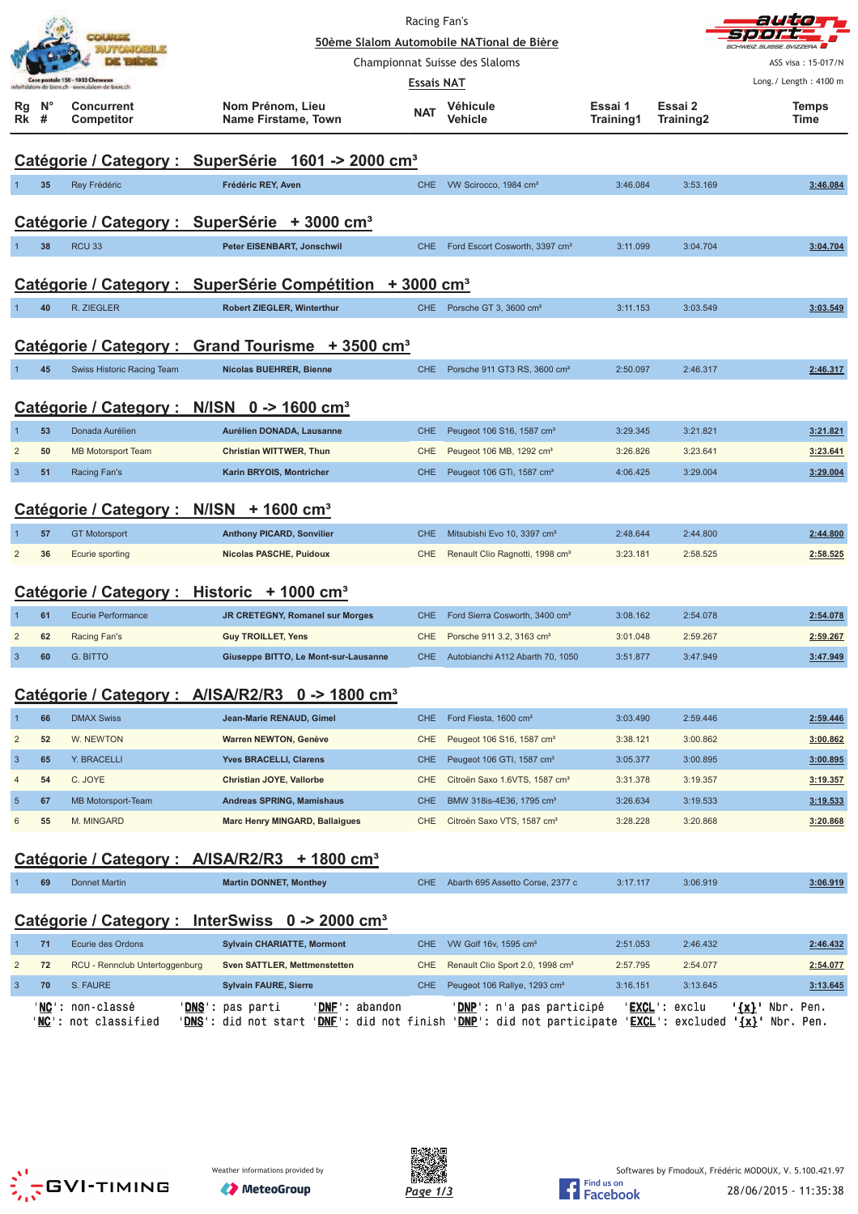Racing Fan's

50ème Slalom Automobile NATional de Bière

Championnat Suisse des Slaloms

Essais NAT

ASS visa : 15-017/N

Long./ Length : 4100 m

| Rg Rk | N° # | Concurrent Competitor | Nom Prénom, Lieu Name Firstame, Town | NAT | Véhicule Vehicle | Essai 1 Training1 | Essai 2 Training2 | Temps Time |
|---|---|---|---|---|---|---|---|---|
| **Catégorie / Category : SuperSérie 1601 -> 2000 cm³** | | | | | | | | |
| 1 | 35 | Rey Frédéric | Frédéric REY, Aven | CHE | VW Scirocco, 1984 cm³ | 3:46.084 | 3:53.169 | 3:46.084 |
| **Catégorie / Category : SuperSérie + 3000 cm³** | | | | | | | | |
| 1 | 38 | RCU 33 | Peter EISENBART, Jonschwil | CHE | Ford Escort Cosworth, 3397 cm³ | 3:11.099 | 3:04.704 | 3:04.704 |
| **Catégorie / Category : SuperSérie Compétition + 3000 cm³** | | | | | | | | |
| 1 | 40 | R. ZIEGLER | Robert ZIEGLER, Winterthur | CHE | Porsche GT 3, 3600 cm³ | 3:11.153 | 3:03.549 | 3:03.549 |
| **Catégorie / Category : Grand Tourisme + 3500 cm³** | | | | | | | | |
| 1 | 45 | Swiss Historic Racing Team | Nicolas BUEHRER, Bienne | CHE | Porsche 911 GT3 RS, 3600 cm³ | 2:50.097 | 2:46.317 | 2:46.317 |
| **Catégorie / Category : N/ISN 0 -> 1600 cm³** | | | | | | | | |
| 1 | 53 | Donada Aurélien | Aurélien DONADA, Lausanne | CHE | Peugeot 106 S16, 1587 cm³ | 3:29.345 | 3:21.821 | 3:21.821 |
| 2 | 50 | MB Motorsport Team | Christian WITTWER, Thun | CHE | Peugeot 106 MB, 1292 cm³ | 3:26.826 | 3:23.641 | 3:23.641 |
| 3 | 51 | Racing Fan's | Karin BRYOIS, Montricher | CHE | Peugeot 106 GTi, 1587 cm³ | 4:06.425 | 3:29.004 | 3:29.004 |
| **Catégorie / Category : N/ISN + 1600 cm³** | | | | | | | | |
| 1 | 57 | GT Motorsport | Anthony PICARD, Sonvilier | CHE | Mitsubishi Evo 10, 3397 cm³ | 2:48.644 | 2:44.800 | 2:44.800 |
| 2 | 36 | Ecurie sporting | Nicolas PASCHE, Puidoux | CHE | Renault Clio Ragnotti, 1998 cm³ | 3:23.181 | 2:58.525 | 2:58.525 |
| **Catégorie / Category : Historic + 1000 cm³** | | | | | | | | |
| 1 | 61 | Ecurie Performance | JR CRETEGNY, Romanel sur Morges | CHE | Ford Sierra Cosworth, 3400 cm³ | 3:08.162 | 2:54.078 | 2:54.078 |
| 2 | 62 | Racing Fan's | Guy TROILLET, Yens | CHE | Porsche 911 3.2, 3163 cm³ | 3:01.048 | 2:59.267 | 2:59.267 |
| 3 | 60 | G. BITTO | Giuseppe BITTO, Le Mont-sur-Lausanne | CHE | Autobianchi A112 Abarth 70, 1050 | 3:51.877 | 3:47.949 | 3:47.949 |
| **Catégorie / Category : A/ISA/R2/R3 0 -> 1800 cm³** | | | | | | | | |
| 1 | 66 | DMAX Swiss | Jean-Marie RENAUD, Gimel | CHE | Ford Fiesta, 1600 cm³ | 3:03.490 | 2:59.446 | 2:59.446 |
| 2 | 52 | W. NEWTON | Warren NEWTON, Genève | CHE | Peugeot 106 S16, 1587 cm³ | 3:38.121 | 3:00.862 | 3:00.862 |
| 3 | 65 | Y. BRACELLI | Yves BRACELLI, Clarens | CHE | Peugeot 106 GTI, 1587 cm³ | 3:05.377 | 3:00.895 | 3:00.895 |
| 4 | 54 | C. JOYE | Christian JOYE, Vallorbe | CHE | Citroën Saxo 1.6VTS, 1587 cm³ | 3:31.378 | 3:19.357 | 3:19.357 |
| 5 | 67 | MB Motorsport-Team | Andreas SPRING, Mamishaus | CHE | BMW 318is-4E36, 1795 cm³ | 3:26.634 | 3:19.533 | 3:19.533 |
| 6 | 55 | M. MINGARD | Marc Henry MINGARD, Ballaigues | CHE | Citroën Saxo VTS, 1587 cm³ | 3:28.228 | 3:20.868 | 3:20.868 |
| **Catégorie / Category : A/ISA/R2/R3 + 1800 cm³** | | | | | | | | |
| 1 | 69 | Donnet Martin | Martin DONNET, Monthey | CHE | Abarth 695 Assetto Corse, 2377 c | 3:17.117 | 3:06.919 | 3:06.919 |
| **Catégorie / Category : InterSwiss 0 -> 2000 cm³** | | | | | | | | |
| 1 | 71 | Ecurie des Ordons | Sylvain CHARIATTE, Mormont | CHE | VW Golf 16v, 1595 cm³ | 2:51.053 | 2:46.432 | 2:46.432 |
| 2 | 72 | RCU - Rennclub Untertoggenburg | Sven SATTLER, Mettmenstetten | CHE | Renault Clio Sport 2.0, 1998 cm³ | 2:57.795 | 2:54.077 | 2:54.077 |
| 3 | 70 | S. FAURE | Sylvain FAURE, Sierre | CHE | Peugeot 106 Rallye, 1293 cm³ | 3:16.151 | 3:13.645 | 3:13.645 |

'NC': non-classé 'DNS': pas parti 'DNF': abandon 'DNP': n'a pas participé 'EXCL': exclu '{x}' Nbr. Pen.
'NC': not classified 'DNS': did not start 'DNF': did not finish 'DNP': did not participate 'EXCL': excluded '{x}' Nbr. Pen.

Weather informations provided by MeteoGroup

Softwares by FmodouX, Frédéric MODOUX, V. 5.100.421.97

28/06/2015 - 11:35:38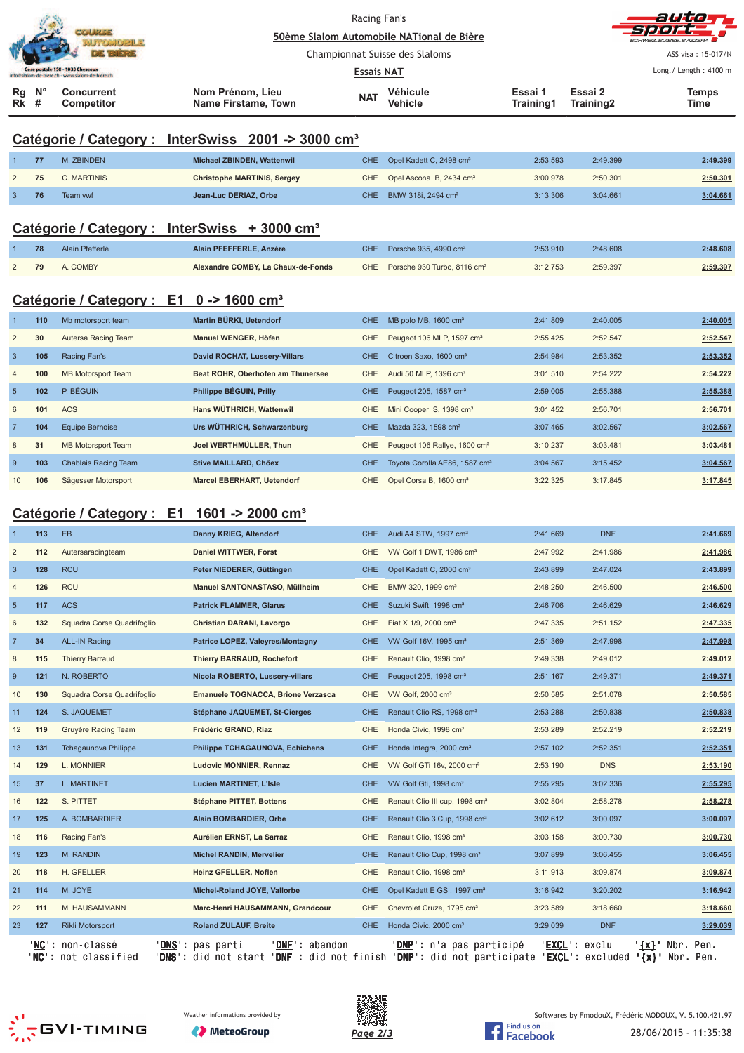Racing Fan's

50ème Slalom Automobile NATional de Bière

Championnat Suisse des Slaloms

Essais NAT

ASS visa : 15-017/N

Long./ Length : 4100 m

## Catégorie / Category : InterSwiss 2001 -> 3000 cm³

| Rg Rk | N° # | Concurrent Competitor | Nom Prénom, Lieu Name Firstame, Town | NAT | Véhicule Vehicle | Essai 1 Training1 | Essai 2 Training2 | Temps Time |
|---|---|---|---|---|---|---|---|---|
| 1 | 77 | M. ZBINDEN | Michael ZBINDEN, Wattenwil | CHE | Opel Kadett C, 2498 cm³ | 2:53.593 | 2:49.399 | 2:49.399 |
| 2 | 75 | C. MARTINIS | Christophe MARTINIS, Sergey | CHE | Opel Ascona B, 2434 cm³ | 3:00.978 | 2:50.301 | 2:50.301 |
| 3 | 76 | Team vwf | Jean-Luc DERIAZ, Orbe | CHE | BMW 318i, 2494 cm³ | 3:13.306 | 3:04.661 | 3:04.661 |

## Catégorie / Category : InterSwiss + 3000 cm³

| Rg Rk | N° # | Concurrent Competitor | Nom Prénom, Lieu Name Firstame, Town | NAT | Véhicule Vehicle | Essai 1 Training1 | Essai 2 Training2 | Temps Time |
|---|---|---|---|---|---|---|---|---|
| 1 | 78 | Alain Pfefferlé | Alain PFEFFERLE, Anzère | CHE | Porsche 935, 4990 cm³ | 2:53.910 | 2:48.608 | 2:48.608 |
| 2 | 79 | A. COMBY | Alexandre COMBY, La Chaux-de-Fonds | CHE | Porsche 930 Turbo, 8116 cm³ | 3:12.753 | 2:59.397 | 2:59.397 |

## Catégorie / Category : E1 0 -> 1600 cm³

| Rg Rk | N° # | Concurrent Competitor | Nom Prénom, Lieu Name Firstame, Town | NAT | Véhicule Vehicle | Essai 1 Training1 | Essai 2 Training2 | Temps Time |
|---|---|---|---|---|---|---|---|---|
| 1 | 110 | Mb motorsport team | Martin BÜRKI, Uetendorf | CHE | MB polo MB, 1600 cm³ | 2:41.809 | 2:40.005 | 2:40.005 |
| 2 | 30 | Autersa Racing Team | Manuel WENGER, Höfen | CHE | Peugeot 106 MLP, 1597 cm³ | 2:55.425 | 2:52.547 | 2:52.547 |
| 3 | 105 | Racing Fan's | David ROCHAT, Lussery-Villars | CHE | Citroen Saxo, 1600 cm³ | 2:54.984 | 2:53.352 | 2:53.352 |
| 4 | 100 | MB Motorsport Team | Beat ROHR, Oberhofen am Thunersee | CHE | Audi 50 MLP, 1396 cm³ | 3:01.510 | 2:54.222 | 2:54.222 |
| 5 | 102 | P. BÉGUIN | Philippe BÉGUIN, Prilly | CHE | Peugeot 205, 1587 cm³ | 2:59.005 | 2:55.388 | 2:55.388 |
| 6 | 101 | ACS | Hans WÜTHRICH, Wattenwil | CHE | Mini Cooper S, 1398 cm³ | 3:01.452 | 2:56.701 | 2:56.701 |
| 7 | 104 | Equipe Bernoise | Urs WÜTHRICH, Schwarzenburg | CHE | Mazda 323, 1598 cm³ | 3:07.465 | 3:02.567 | 3:02.567 |
| 8 | 31 | MB Motorsport Team | Joel WERTHMÜLLER, Thun | CHE | Peugeot 106 Rallye, 1600 cm³ | 3:10.237 | 3:03.481 | 3:03.481 |
| 9 | 103 | Chablais Racing Team | Stive MAILLARD, Chöex | CHE | Toyota Corolla AE86, 1587 cm³ | 3:04.567 | 3:15.452 | 3:04.567 |
| 10 | 106 | Sägesser Motorsport | Marcel EBERHART, Uetendorf | CHE | Opel Corsa B, 1600 cm³ | 3:22.325 | 3:17.845 | 3:17.845 |

## Catégorie / Category : E1 1601 -> 2000 cm³

| Rg Rk | N° # | Concurrent Competitor | Nom Prénom, Lieu Name Firstame, Town | NAT | Véhicule Vehicle | Essai 1 Training1 | Essai 2 Training2 | Temps Time |
|---|---|---|---|---|---|---|---|---|
| 1 | 113 | EB | Danny KRIEG, Altendorf | CHE | Audi A4 STW, 1997 cm³ | 2:41.669 | DNF | 2:41.669 |
| 2 | 112 | Autersaracingteam | Daniel WITTWER, Forst | CHE | VW Golf 1 DWT, 1986 cm³ | 2:47.992 | 2:41.986 | 2:41.986 |
| 3 | 128 | RCU | Peter NIEDERER, Güttingen | CHE | Opel Kadett C, 2000 cm³ | 2:43.899 | 2:47.024 | 2:43.899 |
| 4 | 126 | RCU | Manuel SANTONASTASO, Müllheim | CHE | BMW 320, 1999 cm³ | 2:48.250 | 2:46.500 | 2:46.500 |
| 5 | 117 | ACS | Patrick FLAMMER, Glarus | CHE | Suzuki Swift, 1998 cm³ | 2:46.706 | 2:46.629 | 2:46.629 |
| 6 | 132 | Squadra Corse Quadrifoglio | Christian DARANI, Lavorgo | CHE | Fiat X 1/9, 2000 cm³ | 2:47.335 | 2:51.152 | 2:47.335 |
| 7 | 34 | ALL-IN Racing | Patrice LOPEZ, Valeyres/Montagny | CHE | VW Golf 16V, 1995 cm³ | 2:51.369 | 2:47.998 | 2:47.998 |
| 8 | 115 | Thierry Barraud | Thierry BARRAUD, Rochefort | CHE | Renault Clio, 1998 cm³ | 2:49.338 | 2:49.012 | 2:49.012 |
| 9 | 121 | N. ROBERTO | Nicola ROBERTO, Lussery-villars | CHE | Peugeot 205, 1998 cm³ | 2:51.167 | 2:49.371 | 2:49.371 |
| 10 | 130 | Squadra Corse Quadrifoglio | Emanuele TOGNACCA, Brione Verzasca | CHE | VW Golf, 2000 cm³ | 2:50.585 | 2:51.078 | 2:50.585 |
| 11 | 124 | S. JAQUEMET | Stéphane JAQUEMET, St-Cierges | CHE | Renault Clio RS, 1998 cm³ | 2:53.288 | 2:50.838 | 2:50.838 |
| 12 | 119 | Gruyère Racing Team | Frédéric GRAND, Riaz | CHE | Honda Civic, 1998 cm³ | 2:53.289 | 2:52.219 | 2:52.219 |
| 13 | 131 | Tchagaunova Philippe | Philippe TCHAGAUNOVA, Echichens | CHE | Honda Integra, 2000 cm³ | 2:57.102 | 2:52.351 | 2:52.351 |
| 14 | 129 | L. MONNIER | Ludovic MONNIER, Rennaz | CHE | VW Golf GTi 16v, 2000 cm³ | 2:53.190 | DNS | 2:53.190 |
| 15 | 37 | L. MARTINET | Lucien MARTINET, L'Isle | CHE | VW Golf Gti, 1998 cm³ | 2:55.295 | 3:02.336 | 2:55.295 |
| 16 | 122 | S. PITTET | Stéphane PITTET, Bottens | CHE | Renault Clio III cup, 1998 cm³ | 3:02.804 | 2:58.278 | 2:58.278 |
| 17 | 125 | A. BOMBARDIER | Alain BOMBARDIER, Orbe | CHE | Renault Clio 3 Cup, 1998 cm³ | 3:02.612 | 3:00.097 | 3:00.097 |
| 18 | 116 | Racing Fan's | Aurélien ERNST, La Sarraz | CHE | Renault Clio, 1998 cm³ | 3:03.158 | 3:00.730 | 3:00.730 |
| 19 | 123 | M. RANDIN | Michel RANDIN, Mervelier | CHE | Renault Clio Cup, 1998 cm³ | 3:07.899 | 3:06.455 | 3:06.455 |
| 20 | 118 | H. GFELLER | Heinz GFELLER, Noflen | CHE | Renault Clio, 1998 cm³ | 3:11.913 | 3:09.874 | 3:09.874 |
| 21 | 114 | M. JOYE | Michel-Roland JOYE, Vallorbe | CHE | Opel Kadett E GSI, 1997 cm³ | 3:16.942 | 3:20.202 | 3:16.942 |
| 22 | 111 | M. HAUSAMMANN | Marc-Henri HAUSAMMANN, Grandcour | CHE | Chevrolet Cruze, 1795 cm³ | 3:23.589 | 3:18.660 | 3:18.660 |
| 23 | 127 | Rikli Motorsport | Roland ZULAUF, Breite | CHE | Honda Civic, 2000 cm³ | 3:29.039 | DNF | 3:29.039 |

'NC': non-classé / 'NC': not classified — 'DNS': pas parti / 'DNS': did not start — 'DNF': abandon / 'DNF': did not finish — 'DNP': n'a pas participé / 'DNP': did not participate — 'EXCL': exclu / 'EXCL': excluded — '{x}' Nbr. Pen.

Weather informations provided by MeteoGroup

Softwares by FmodouX, Frédéric MODOUX, V. 5.100.421.97

28/06/2015 - 11:35:38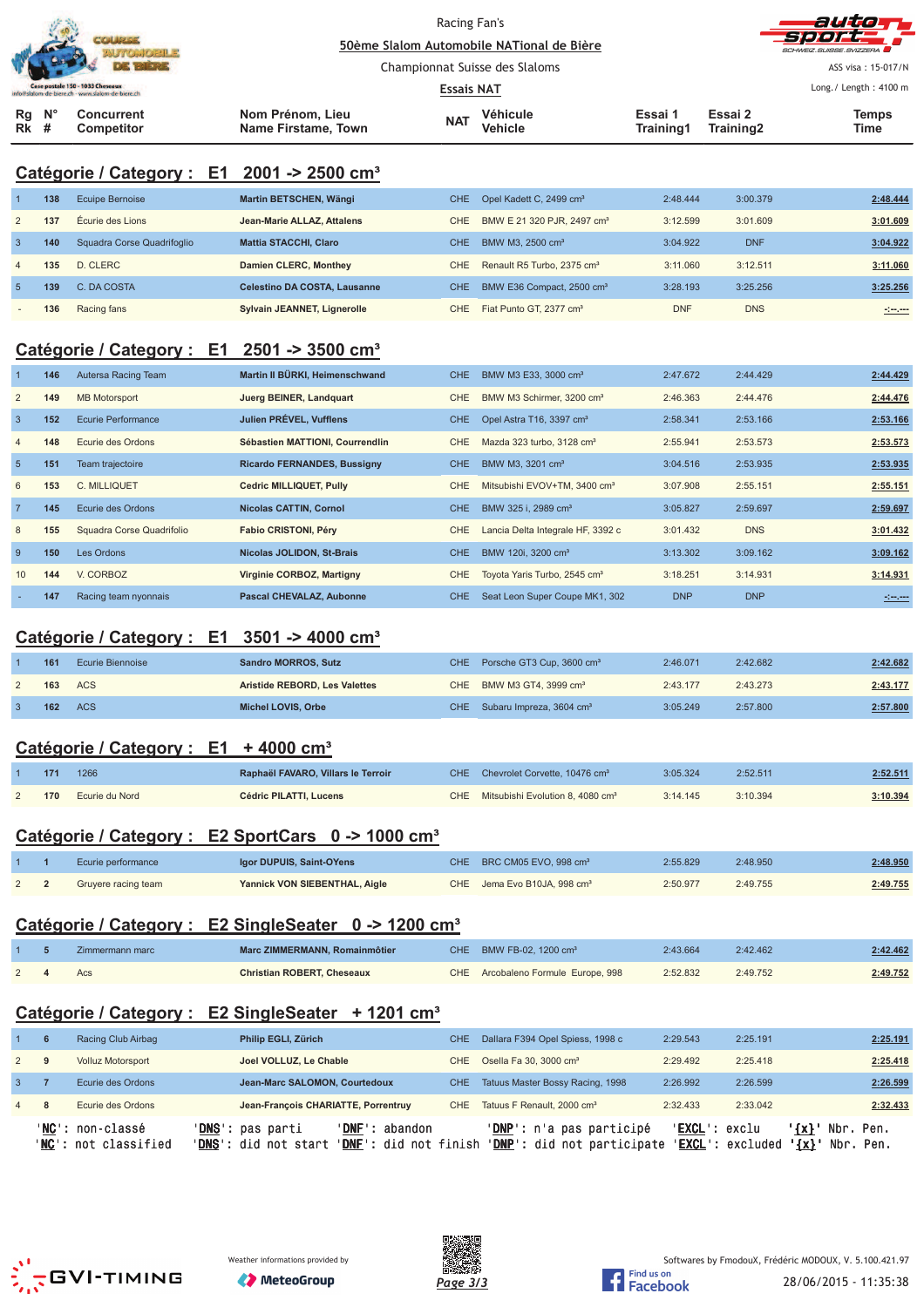Racing Fan's

50ème Slalom Automobile NATional de Bière

Championnat Suisse des Slaloms

Essais NAT

ASS visa : 15-017/N

Long./ Length : 4100 m

## Catégorie / Category : E1 2001 -> 2500 cm³

| Rg Rk | N° # | Concurrent Competitor | Nom Prénom, Lieu Name Firstame, Town | NAT | Véhicule Vehicle | Essai 1 Training1 | Essai 2 Training2 | Temps Time |
|---|---|---|---|---|---|---|---|---|
| 1 | 138 | Ecuipe Bernoise | Martin BETSCHEN, Wängi | CHE | Opel Kadett C, 2499 cm³ | 2:48.444 | 3:00.379 | 2:48.444 |
| 2 | 137 | Écurie des Lions | Jean-Marie ALLAZ, Attalens | CHE | BMW E 21 320 PJR, 2497 cm³ | 3:12.599 | 3:01.609 | 3:01.609 |
| 3 | 140 | Squadra Corse Quadrifoglio | Mattia STACCHI, Claro | CHE | BMW M3, 2500 cm³ | 3:04.922 | DNF | 3:04.922 |
| 4 | 135 | D. CLERC | Damien CLERC, Monthey | CHE | Renault R5 Turbo, 2375 cm³ | 3:11.060 | 3:12.511 | 3:11.060 |
| 5 | 139 | C. DA COSTA | Celestino DA COSTA, Lausanne | CHE | BMW E36 Compact, 2500 cm³ | 3:28.193 | 3:25.256 | 3:25.256 |
| - | 136 | Racing fans | Sylvain JEANNET, Lignerolle | CHE | Fiat Punto GT, 2377 cm³ | DNF | DNS | -:--.--- |

## Catégorie / Category : E1 2501 -> 3500 cm³

| Rg Rk | N° # | Concurrent Competitor | Nom Prénom, Lieu Name Firstame, Town | NAT | Véhicule Vehicle | Essai 1 Training1 | Essai 2 Training2 | Temps Time |
|---|---|---|---|---|---|---|---|---|
| 1 | 146 | Autersa Racing Team | Martin II BÜRKI, Heimenschwand | CHE | BMW M3 E33, 3000 cm³ | 2:47.672 | 2:44.429 | 2:44.429 |
| 2 | 149 | MB Motorsport | Juerg BEINER, Landquart | CHE | BMW M3 Schirmer, 3200 cm³ | 2:46.363 | 2:44.476 | 2:44.476 |
| 3 | 152 | Ecurie Performance | Julien PRÉVEL, Vufflens | CHE | Opel Astra T16, 3397 cm³ | 2:58.341 | 2:53.166 | 2:53.166 |
| 4 | 148 | Ecurie des Ordons | Sébastien MATTIONI, Courrendlin | CHE | Mazda 323 turbo, 3128 cm³ | 2:55.941 | 2:53.573 | 2:53.573 |
| 5 | 151 | Team trajectoire | Ricardo FERNANDES, Bussigny | CHE | BMW M3, 3201 cm³ | 3:04.516 | 2:53.935 | 2:53.935 |
| 6 | 153 | C. MILLIQUET | Cedric MILLIQUET, Pully | CHE | Mitsubishi EVOV+TM, 3400 cm³ | 3:07.908 | 2:55.151 | 2:55.151 |
| 7 | 145 | Ecurie des Ordons | Nicolas CATTIN, Cornol | CHE | BMW 325 i, 2989 cm³ | 3:05.827 | 2:59.697 | 2:59.697 |
| 8 | 155 | Squadra Corse Quadrifolio | Fabio CRISTONI, Péry | CHE | Lancia Delta Integrale HF, 3392 c | 3:01.432 | DNS | 3:01.432 |
| 9 | 150 | Les Ordons | Nicolas JOLIDON, St-Brais | CHE | BMW 120i, 3200 cm³ | 3:13.302 | 3:09.162 | 3:09.162 |
| 10 | 144 | V. CORBOZ | Virginie CORBOZ, Martigny | CHE | Toyota Yaris Turbo, 2545 cm³ | 3:18.251 | 3:14.931 | 3:14.931 |
| - | 147 | Racing team nyonnais | Pascal CHEVALAZ, Aubonne | CHE | Seat Leon Super Coupe MK1, 302 | DNP | DNP | -:--.--- |

## Catégorie / Category : E1 3501 -> 4000 cm³

| Rg Rk | N° # | Concurrent Competitor | Nom Prénom, Lieu Name Firstame, Town | NAT | Véhicule Vehicle | Essai 1 Training1 | Essai 2 Training2 | Temps Time |
|---|---|---|---|---|---|---|---|---|
| 1 | 161 | Ecurie Biennoise | Sandro MORROS, Sutz | CHE | Porsche GT3 Cup, 3600 cm³ | 2:46.071 | 2:42.682 | 2:42.682 |
| 2 | 163 | ACS | Aristide REBORD, Les Valettes | CHE | BMW M3 GT4, 3999 cm³ | 2:43.177 | 2:43.273 | 2:43.177 |
| 3 | 162 | ACS | Michel LOVIS, Orbe | CHE | Subaru Impreza, 3604 cm³ | 3:05.249 | 2:57.800 | 2:57.800 |

## Catégorie / Category : E1 + 4000 cm³

| Rg Rk | N° # | Concurrent Competitor | Nom Prénom, Lieu Name Firstame, Town | NAT | Véhicule Vehicle | Essai 1 Training1 | Essai 2 Training2 | Temps Time |
|---|---|---|---|---|---|---|---|---|
| 1 | 171 | 1266 | Raphaël FAVARO, Villars le Terroir | CHE | Chevrolet Corvette, 10476 cm³ | 3:05.324 | 2:52.511 | 2:52.511 |
| 2 | 170 | Ecurie du Nord | Cédric PILATTI, Lucens | CHE | Mitsubishi Evolution 8, 4080 cm³ | 3:14.145 | 3:10.394 | 3:10.394 |

## Catégorie / Category : E2 SportCars 0 -> 1000 cm³

| Rg Rk | N° # | Concurrent Competitor | Nom Prénom, Lieu Name Firstame, Town | NAT | Véhicule Vehicle | Essai 1 Training1 | Essai 2 Training2 | Temps Time |
|---|---|---|---|---|---|---|---|---|
| 1 | 1 | Ecurie performance | Igor DUPUIS, Saint-OYens | CHE | BRC CM05 EVO, 998 cm³ | 2:55.829 | 2:48.950 | 2:48.950 |
| 2 | 2 | Gruyere racing team | Yannick VON SIEBENTHAL, Aigle | CHE | Jema Evo B10JA, 998 cm³ | 2:50.977 | 2:49.755 | 2:49.755 |

## Catégorie / Category : E2 SingleSeater 0 -> 1200 cm³

| Rg Rk | N° # | Concurrent Competitor | Nom Prénom, Lieu Name Firstame, Town | NAT | Véhicule Vehicle | Essai 1 Training1 | Essai 2 Training2 | Temps Time |
|---|---|---|---|---|---|---|---|---|
| 1 | 5 | Zimmermann marc | Marc ZIMMERMANN, Romainmôtier | CHE | BMW FB-02, 1200 cm³ | 2:43.664 | 2:42.462 | 2:42.462 |
| 2 | 4 | Acs | Christian ROBERT, Cheseaux | CHE | Arcobaleno Formule Europe, 998 | 2:52.832 | 2:49.752 | 2:49.752 |

## Catégorie / Category : E2 SingleSeater + 1201 cm³

| Rg Rk | N° # | Concurrent Competitor | Nom Prénom, Lieu Name Firstame, Town | NAT | Véhicule Vehicle | Essai 1 Training1 | Essai 2 Training2 | Temps Time |
|---|---|---|---|---|---|---|---|---|
| 1 | 6 | Racing Club Airbag | Philip EGLI, Zürich | CHE | Dallara F394 Opel Spiess, 1998 c | 2:29.543 | 2:25.191 | 2:25.191 |
| 2 | 9 | Volluz Motorsport | Joel VOLLUZ, Le Chable | CHE | Osella Fa 30, 3000 cm³ | 2:29.492 | 2:25.418 | 2:25.418 |
| 3 | 7 | Ecurie des Ordons | Jean-Marc SALOMON, Courtedoux | CHE | Tatuus Master Bossy Racing, 1998 | 2:26.992 | 2:26.599 | 2:26.599 |
| 4 | 8 | Ecurie des Ordons | Jean-François CHARIATTE, Porrentruy | CHE | Tatuus F Renault, 2000 cm³ | 2:32.433 | 2:33.042 | 2:32.433 |

'NC': non-classé 'DNS': pas parti 'DNF': abandon 'DNP': n'a pas participé 'EXCL': exclu '{x}' Nbr. Pen.
'NC': not classified 'DNS': did not start 'DNF': did not finish 'DNP': did not participate 'EXCL': excluded '{x}' Nbr. Pen.

GVI-TIMING

Weather informations provided by MeteoGroup

Softwares by FmodouX, Frédéric MODOUX, V. 5.100.421.97

Find us on Facebook

28/06/2015 - 11:35:38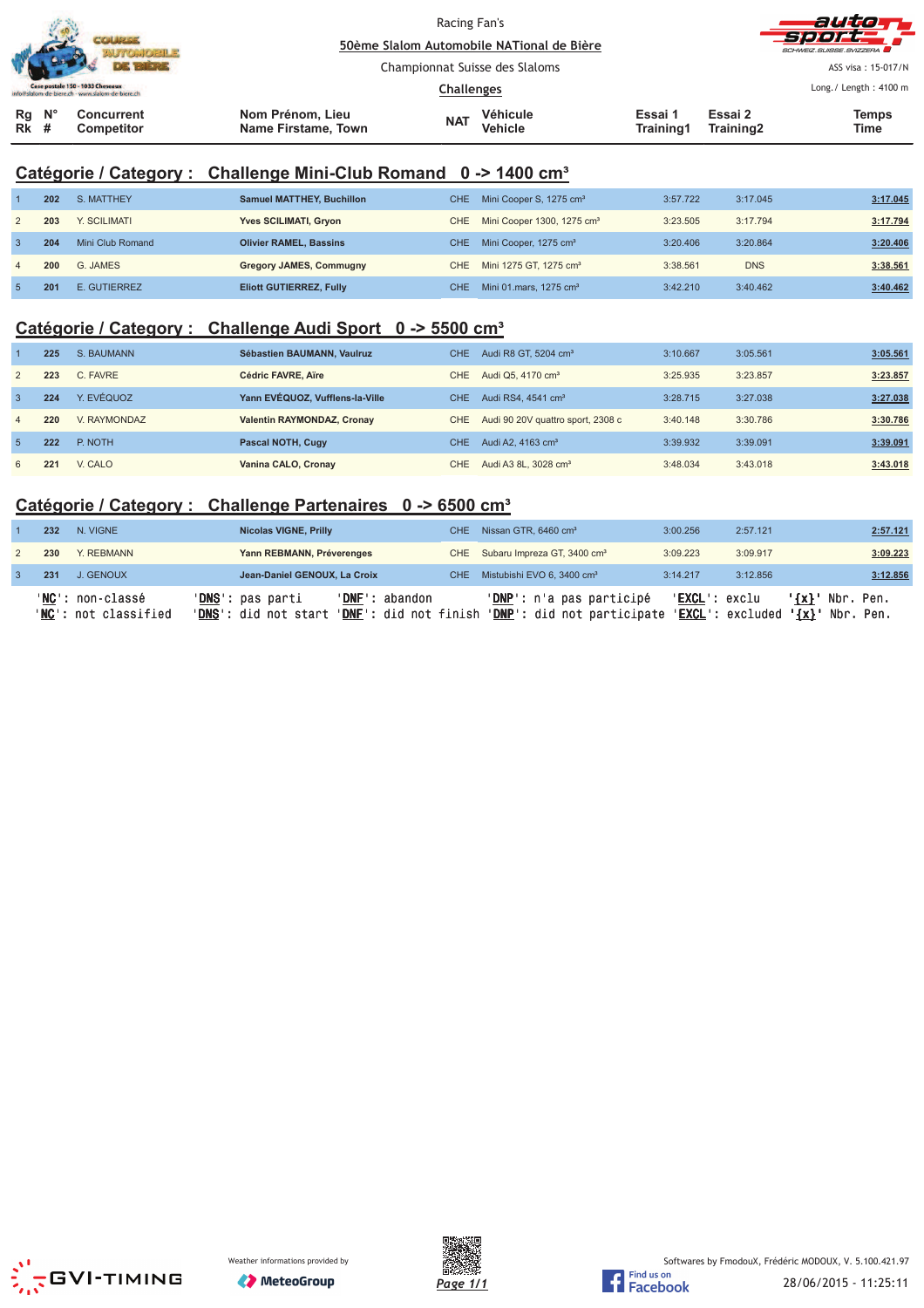Racing Fan's

50ème Slalom Automobile NATional de Bière

Championnat Suisse des Slaloms

Challenges

ASS visa : 15-017/N

Long./ Length : 4100 m

## Catégorie / Category : Challenge Mini-Club Romand 0 -> 1400 cm³

| Rg Rk | N° # | Concurrent Competitor | Nom Prénom, Lieu Name Firstame, Town | NAT | Véhicule Vehicle | Essai 1 Training1 | Essai 2 Training2 | Temps Time |
|---|---|---|---|---|---|---|---|---|
| 1 | 202 | S. MATTHEY | Samuel MATTHEY, Buchillon | CHE | Mini Cooper S, 1275 cm³ | 3:57.722 | 3:17.045 | 3:17.045 |
| 2 | 203 | Y. SCILIMATI | Yves SCILIMATI, Gryon | CHE | Mini Cooper 1300, 1275 cm³ | 3:23.505 | 3:17.794 | 3:17.794 |
| 3 | 204 | Mini Club Romand | Olivier RAMEL, Bassins | CHE | Mini Cooper, 1275 cm³ | 3:20.406 | 3:20.864 | 3:20.406 |
| 4 | 200 | G. JAMES | Gregory JAMES, Commugny | CHE | Mini 1275 GT, 1275 cm³ | 3:38.561 | DNS | 3:38.561 |
| 5 | 201 | E. GUTIERREZ | Eliott GUTIERREZ, Fully | CHE | Mini 01.mars, 1275 cm³ | 3:42.210 | 3:40.462 | 3:40.462 |

## Catégorie / Category : Challenge Audi Sport 0 -> 5500 cm³

| Rg Rk | N° # | Concurrent Competitor | Nom Prénom, Lieu Name Firstame, Town | NAT | Véhicule Vehicle | Essai 1 Training1 | Essai 2 Training2 | Temps Time |
|---|---|---|---|---|---|---|---|---|
| 1 | 225 | S. BAUMANN | Sébastien BAUMANN, Vaulruz | CHE | Audi R8 GT, 5204 cm³ | 3:10.667 | 3:05.561 | 3:05.561 |
| 2 | 223 | C. FAVRE | Cédric FAVRE, Aïre | CHE | Audi Q5, 4170 cm³ | 3:25.935 | 3:23.857 | 3:23.857 |
| 3 | 224 | Y. EVÉQUOZ | Yann EVÉQUOZ, Vufflens-la-Ville | CHE | Audi RS4, 4541 cm³ | 3:28.715 | 3:27.038 | 3:27.038 |
| 4 | 220 | V. RAYMONDAZ | Valentin RAYMONDAZ, Cronay | CHE | Audi 90 20V quattro sport, 2308 c | 3:40.148 | 3:30.786 | 3:30.786 |
| 5 | 222 | P. NOTH | Pascal NOTH, Cugy | CHE | Audi A2, 4163 cm³ | 3:39.932 | 3:39.091 | 3:39.091 |
| 6 | 221 | V. CALO | Vanina CALO, Cronay | CHE | Audi A3 8L, 3028 cm³ | 3:48.034 | 3:43.018 | 3:43.018 |

## Catégorie / Category : Challenge Partenaires 0 -> 6500 cm³

| Rg Rk | N° # | Concurrent Competitor | Nom Prénom, Lieu Name Firstame, Town | NAT | Véhicule Vehicle | Essai 1 Training1 | Essai 2 Training2 | Temps Time |
|---|---|---|---|---|---|---|---|---|
| 1 | 232 | N. VIGNE | Nicolas VIGNE, Prilly | CHE | Nissan GTR, 6460 cm³ | 3:00.256 | 2:57.121 | 2:57.121 |
| 2 | 230 | Y. REBMANN | Yann REBMANN, Préverenges | CHE | Subaru Impreza GT, 3400 cm³ | 3:09.223 | 3:09.917 | 3:09.223 |
| 3 | 231 | J. GENOUX | Jean-Daniel GENOUX, La Croix | CHE | Mistubishi EVO 6, 3400 cm³ | 3:14.217 | 3:12.856 | 3:12.856 |

'NC': non-classé 'DNS': pas parti 'DNF': abandon 'DNP': n'a pas participé 'EXCL': exclu '{x}' Nbr. Pen.
'NC': not classified 'DNS': did not start 'DNF': did not finish 'DNP': did not participate 'EXCL': excluded '{x}' Nbr. Pen.

Weather informations provided by MeteoGroup

Softwares by FmodouX, Frédéric MODOUX, V. 5.100.421.97

28/06/2015 - 11:25:11